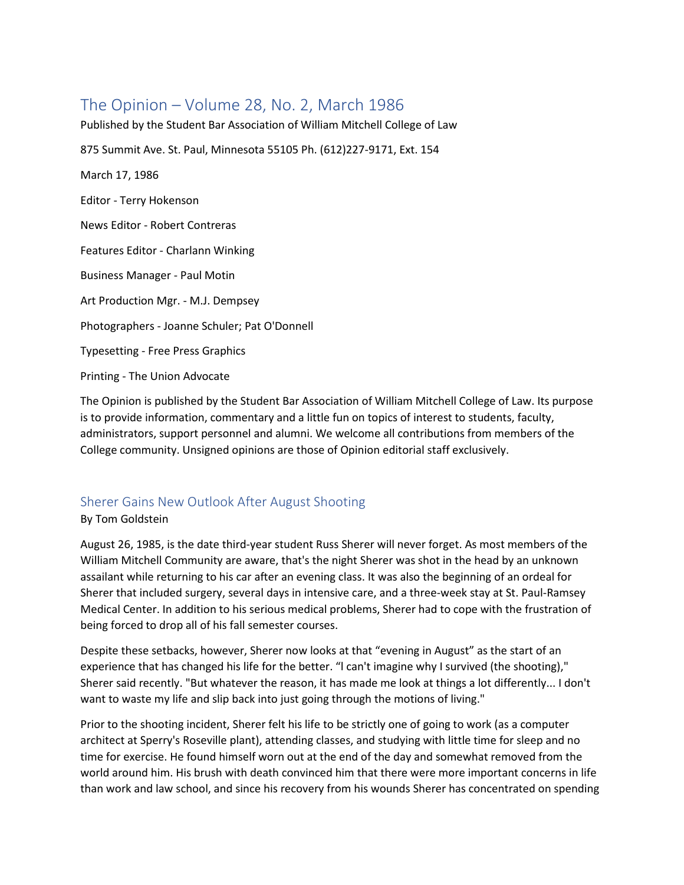# The Opinion – Volume 28, No. 2, March 1986

Published by the Student Bar Association of William Mitchell College of Law

875 Summit Ave. St. Paul, Minnesota 55105 Ph. (612)227-9171, Ext. 154

March 17, 1986

Editor - Terry Hokenson

News Editor - Robert Contreras

Features Editor - Charlann Winking

Business Manager - Paul Motin

Art Production Mgr. - M.J. Dempsey

Photographers - Joanne Schuler; Pat O'Donnell

Typesetting - Free Press Graphics

Printing - The Union Advocate

The Opinion is published by the Student Bar Association of William Mitchell College of Law. Its purpose is to provide information, commentary and a little fun on topics of interest to students, faculty, administrators, support personnel and alumni. We welcome all contributions from members of the College community. Unsigned opinions are those of Opinion editorial staff exclusively.

## Sherer Gains New Outlook After August Shooting

By Tom Goldstein

August 26, 1985, is the date third-year student Russ Sherer will never forget. As most members of the William Mitchell Community are aware, that's the night Sherer was shot in the head by an unknown assailant while returning to his car after an evening class. It was also the beginning of an ordeal for Sherer that included surgery, several days in intensive care, and a three-week stay at St. Paul-Ramsey Medical Center. In addition to his serious medical problems, Sherer had to cope with the frustration of being forced to drop all of his fall semester courses.

Despite these setbacks, however, Sherer now looks at that "evening in August" as the start of an experience that has changed his life for the better. "I can't imagine why I survived (the shooting)," Sherer said recently. "But whatever the reason, it has made me look at things a lot differently... I don't want to waste my life and slip back into just going through the motions of living."

Prior to the shooting incident, Sherer felt his life to be strictly one of going to work (as a computer architect at Sperry's Roseville plant), attending classes, and studying with little time for sleep and no time for exercise. He found himself worn out at the end of the day and somewhat removed from the world around him. His brush with death convinced him that there were more important concerns in life than work and law school, and since his recovery from his wounds Sherer has concentrated on spending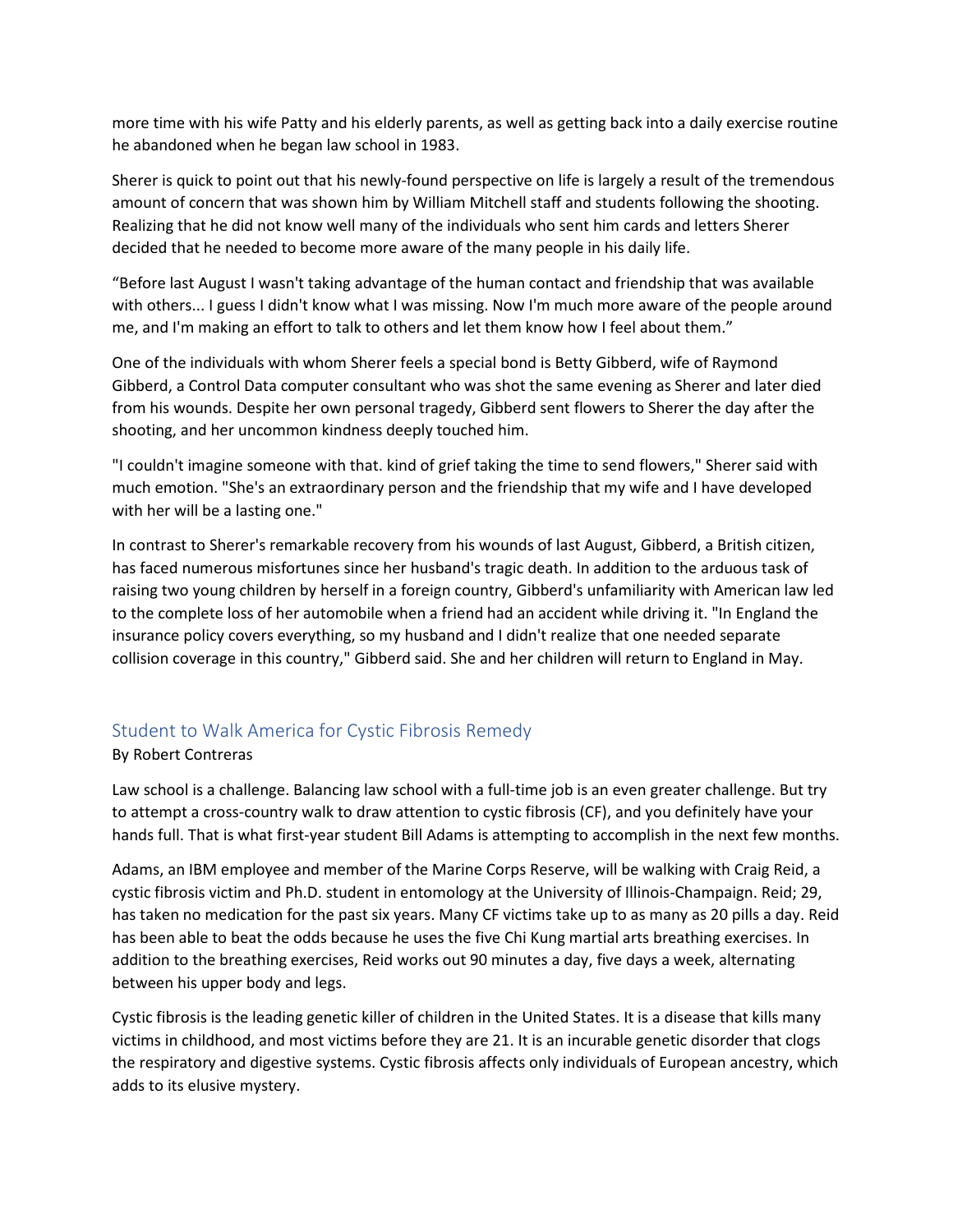more time with his wife Patty and his elderly parents, as well as getting back into a daily exercise routine he abandoned when he began law school in 1983.

Sherer is quick to point out that his newly-found perspective on life is largely a result of the tremendous amount of concern that was shown him by William Mitchell staff and students following the shooting. Realizing that he did not know well many of the individuals who sent him cards and letters Sherer decided that he needed to become more aware of the many people in his daily life.

“Before last August I wasn't taking advantage of the human contact and friendship that was available with others... I guess I didn't know what I was missing. Now I'm much more aware of the people around me, and I'm making an effort to talk to others and let them know how I feel about them.”

One of the individuals with whom Sherer feels a special bond is Betty Gibberd, wife of Raymond Gibberd, a Control Data computer consultant who was shot the same evening as Sherer and later died from his wounds. Despite her own personal tragedy, Gibberd sent flowers to Sherer the day after the shooting, and her uncommon kindness deeply touched him.

"I couldn't imagine someone with that. kind of grief taking the time to send flowers," Sherer said with much emotion. "She's an extraordinary person and the friendship that my wife and I have developed with her will be a lasting one."

In contrast to Sherer's remarkable recovery from his wounds of last August, Gibberd, a British citizen, has faced numerous misfortunes since her husband's tragic death. In addition to the arduous task of raising two young children by herself in a foreign country, Gibberd's unfamiliarity with American law led to the complete loss of her automobile when a friend had an accident while driving it. "In England the insurance policy covers everything, so my husband and I didn't realize that one needed separate collision coverage in this country," Gibberd said. She and her children will return to England in May.

## Student to Walk America for Cystic Fibrosis Remedy

By Robert Contreras

Law school is a challenge. Balancing law school with a full-time job is an even greater challenge. But try to attempt a cross-country walk to draw attention to cystic fibrosis (CF), and you definitely have your hands full. That is what first-year student Bill Adams is attempting to accomplish in the next few months.

Adams, an IBM employee and member of the Marine Corps Reserve, will be walking with Craig Reid, a cystic fibrosis victim and Ph.D. student in entomology at the University of Illinois-Champaign. Reid; 29, has taken no medication for the past six years. Many CF victims take up to as many as 20 pills a day. Reid has been able to beat the odds because he uses the five Chi Kung martial arts breathing exercises. In addition to the breathing exercises, Reid works out 90 minutes a day, five days a week, alternating between his upper body and legs.

Cystic fibrosis is the leading genetic killer of children in the United States. It is a disease that kills many victims in childhood, and most victims before they are 21. It is an incurable genetic disorder that clogs the respiratory and digestive systems. Cystic fibrosis affects only individuals of European ancestry, which adds to its elusive mystery.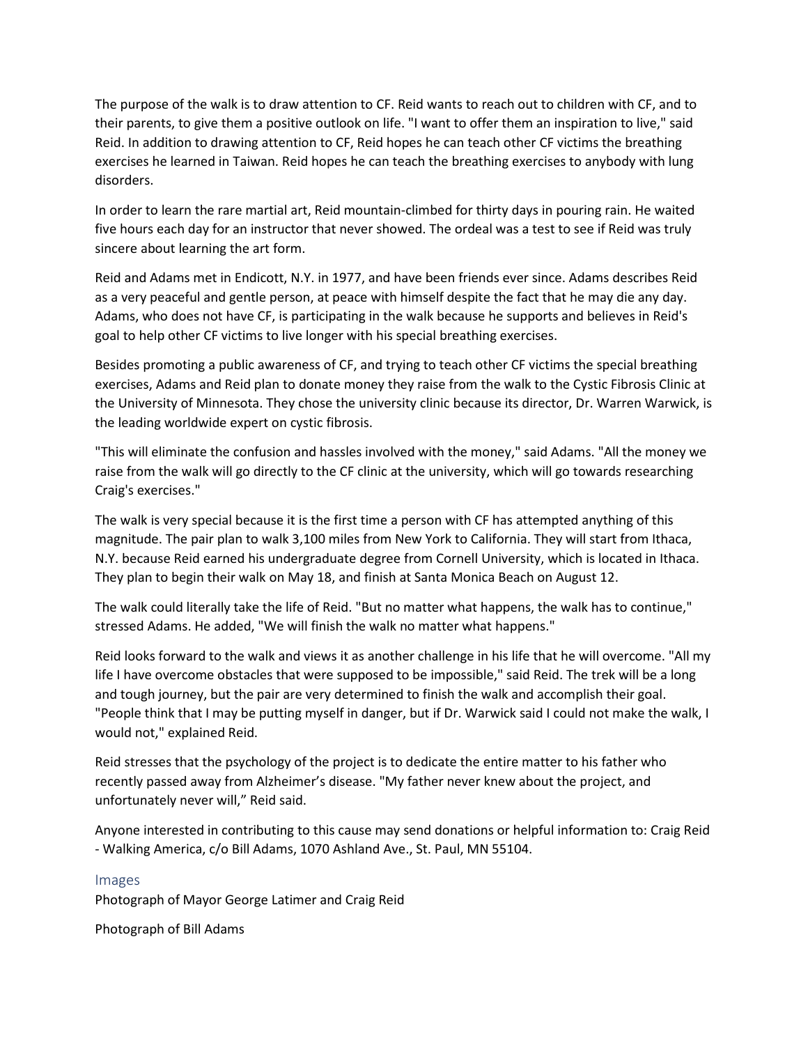The purpose of the walk is to draw attention to CF. Reid wants to reach out to children with CF, and to their parents, to give them a positive outlook on life. "I want to offer them an inspiration to live," said Reid. In addition to drawing attention to CF, Reid hopes he can teach other CF victims the breathing exercises he learned in Taiwan. Reid hopes he can teach the breathing exercises to anybody with lung disorders.

In order to learn the rare martial art, Reid mountain-climbed for thirty days in pouring rain. He waited five hours each day for an instructor that never showed. The ordeal was a test to see if Reid was truly sincere about learning the art form.

Reid and Adams met in Endicott, N.Y. in 1977, and have been friends ever since. Adams describes Reid as a very peaceful and gentle person, at peace with himself despite the fact that he may die any day. Adams, who does not have CF, is participating in the walk because he supports and believes in Reid's goal to help other CF victims to live longer with his special breathing exercises.

Besides promoting a public awareness of CF, and trying to teach other CF victims the special breathing exercises, Adams and Reid plan to donate money they raise from the walk to the Cystic Fibrosis Clinic at the University of Minnesota. They chose the university clinic because its director, Dr. Warren Warwick, is the leading worldwide expert on cystic fibrosis.

"This will eliminate the confusion and hassles involved with the money," said Adams. "All the money we raise from the walk will go directly to the CF clinic at the university, which will go towards researching Craig's exercises."

The walk is very special because it is the first time a person with CF has attempted anything of this magnitude. The pair plan to walk 3,100 miles from New York to California. They will start from Ithaca, N.Y. because Reid earned his undergraduate degree from Cornell University, which is located in Ithaca. They plan to begin their walk on May 18, and finish at Santa Monica Beach on August 12.

The walk could literally take the life of Reid. "But no matter what happens, the walk has to continue," stressed Adams. He added, "We will finish the walk no matter what happens."

Reid looks forward to the walk and views it as another challenge in his life that he will overcome. "All my life I have overcome obstacles that were supposed to be impossible," said Reid. The trek will be a long and tough journey, but the pair are very determined to finish the walk and accomplish their goal. "People think that I may be putting myself in danger, but if Dr. Warwick said I could not make the walk, I would not," explained Reid.

Reid stresses that the psychology of the project is to dedicate the entire matter to his father who recently passed away from Alzheimer's disease. "My father never knew about the project, and unfortunately never will," Reid said.

Anyone interested in contributing to this cause may send donations or helpful information to: Craig Reid - Walking America, c/o Bill Adams, 1070 Ashland Ave., St. Paul, MN 55104.

## Images

Photograph of Mayor George Latimer and Craig Reid

Photograph of Bill Adams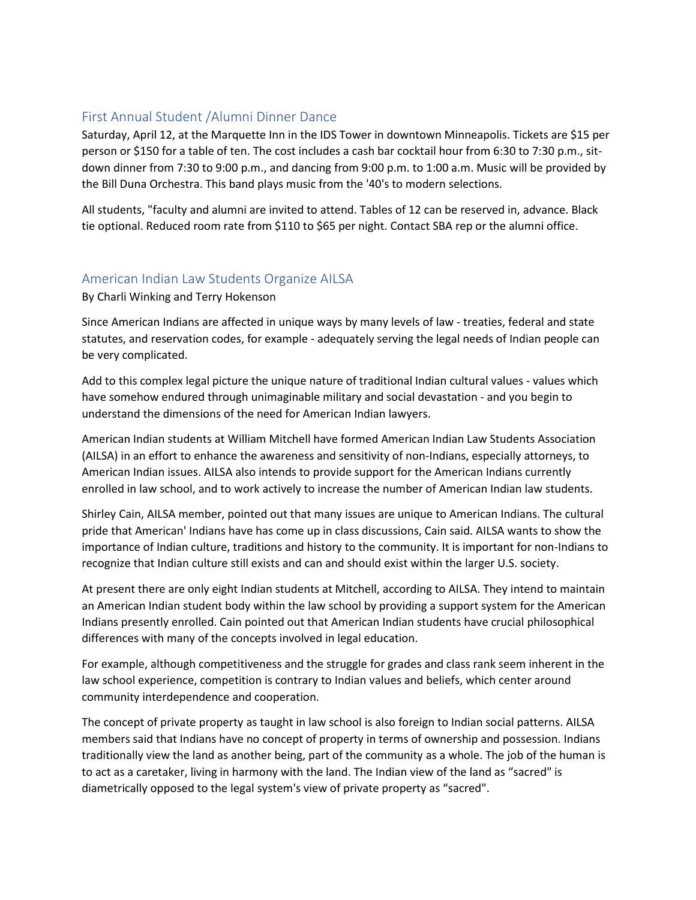## First Annual Student /Alumni Dinner Dance

Saturday, April 12, at the Marquette Inn in the IDS Tower in downtown Minneapolis. Tickets are $15 per person or $150 for a table of ten. The cost includes a cash bar cocktail hour from 6:30 to 7:30 p.m., sit-down dinner from 7:30 to 9:00 p.m., and dancing from 9:00 p.m. to 1:00 a.m. Music will be provided by the Bill Duna Orchestra. This band plays music from the '40's to modern selections.

All students, "faculty and alumni are invited to attend. Tables of 12 can be reserved in, advance. Black tie optional. Reduced room rate from $110 to $65 per night. Contact SBA rep or the alumni office.

## American Indian Law Students Organize AILSA

By Charli Winking and Terry Hokenson

Since American Indians are affected in unique ways by many levels of law - treaties, federal and state statutes, and reservation codes, for example - adequately serving the legal needs of Indian people can be very complicated.

Add to this complex legal picture the unique nature of traditional Indian cultural values - values which have somehow endured through unimaginable military and social devastation - and you begin to understand the dimensions of the need for American Indian lawyers.

American Indian students at William Mitchell have formed American Indian Law Students Association (AILSA) in an effort to enhance the awareness and sensitivity of non-Indians, especially attorneys, to American Indian issues. AILSA also intends to provide support for the American Indians currently enrolled in law school, and to work actively to increase the number of American Indian law students.

Shirley Cain, AILSA member, pointed out that many issues are unique to American Indians. The cultural pride that American' Indians have has come up in class discussions, Cain said. AILSA wants to show the importance of Indian culture, traditions and history to the community. It is important for non-Indians to recognize that Indian culture still exists and can and should exist within the larger U.S. society.

At present there are only eight Indian students at Mitchell, according to AILSA. They intend to maintain an American Indian student body within the law school by providing a support system for the American Indians presently enrolled. Cain pointed out that American Indian students have crucial philosophical differences with many of the concepts involved in legal education.

For example, although competitiveness and the struggle for grades and class rank seem inherent in the law school experience, competition is contrary to Indian values and beliefs, which center around community interdependence and cooperation.

The concept of private property as taught in law school is also foreign to Indian social patterns. AILSA members said that Indians have no concept of property in terms of ownership and possession. Indians traditionally view the land as another being, part of the community as a whole. The job of the human is to act as a caretaker, living in harmony with the land. The Indian view of the land as "sacred" is diametrically opposed to the legal system's view of private property as "sacred".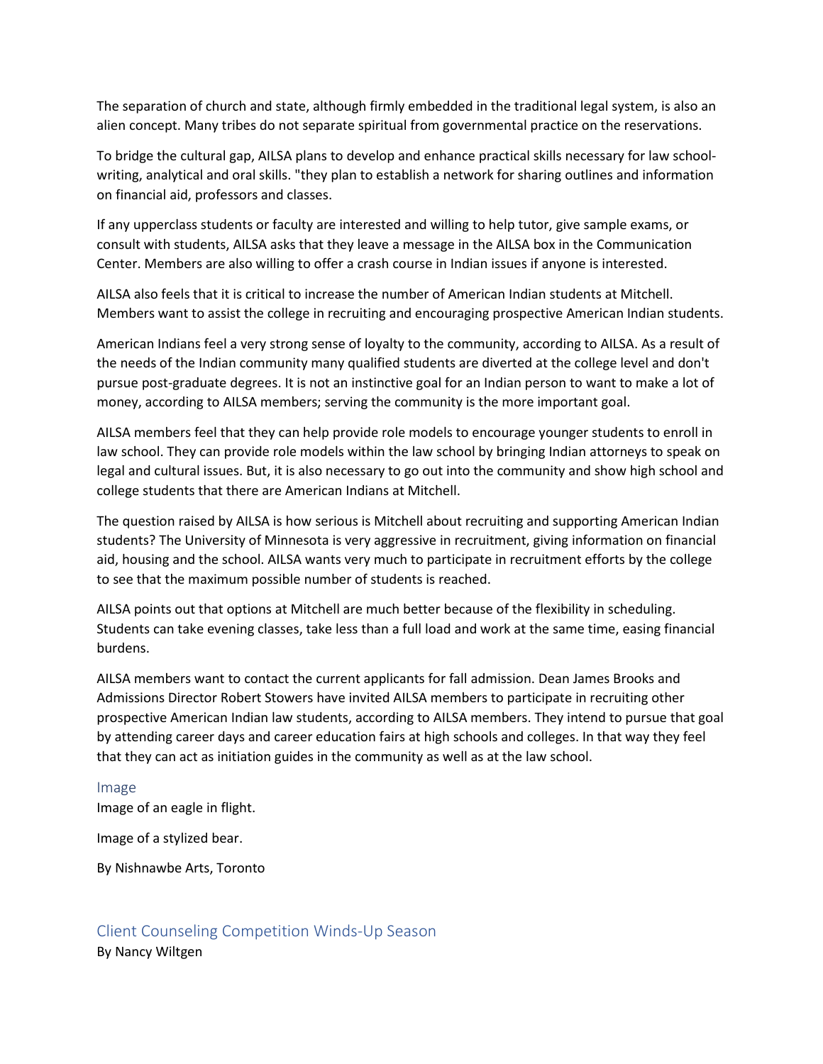The separation of church and state, although firmly embedded in the traditional legal system, is also an alien concept. Many tribes do not separate spiritual from governmental practice on the reservations.

To bridge the cultural gap, AILSA plans to develop and enhance practical skills necessary for law school-writing, analytical and oral skills. "they plan to establish a network for sharing outlines and information on financial aid, professors and classes.

If any upperclass students or faculty are interested and willing to help tutor, give sample exams, or consult with students, AILSA asks that they leave a message in the AILSA box in the Communication Center. Members are also willing to offer a crash course in Indian issues if anyone is interested.

AILSA also feels that it is critical to increase the number of American Indian students at Mitchell. Members want to assist the college in recruiting and encouraging prospective American Indian students.

American Indians feel a very strong sense of loyalty to the community, according to AILSA. As a result of the needs of the Indian community many qualified students are diverted at the college level and don't pursue post-graduate degrees. It is not an instinctive goal for an Indian person to want to make a lot of money, according to AILSA members; serving the community is the more important goal.

AILSA members feel that they can help provide role models to encourage younger students to enroll in law school. They can provide role models within the law school by bringing Indian attorneys to speak on legal and cultural issues. But, it is also necessary to go out into the community and show high school and college students that there are American Indians at Mitchell.

The question raised by AILSA is how serious is Mitchell about recruiting and supporting American Indian students? The University of Minnesota is very aggressive in recruitment, giving information on financial aid, housing and the school. AILSA wants very much to participate in recruitment efforts by the college to see that the maximum possible number of students is reached.

AILSA points out that options at Mitchell are much better because of the flexibility in scheduling. Students can take evening classes, take less than a full load and work at the same time, easing financial burdens.

AILSA members want to contact the current applicants for fall admission. Dean James Brooks and Admissions Director Robert Stowers have invited AILSA members to participate in recruiting other prospective American Indian law students, according to AILSA members. They intend to pursue that goal by attending career days and career education fairs at high schools and colleges. In that way they feel that they can act as initiation guides in the community as well as at the law school.

### Image

Image of an eagle in flight.

Image of a stylized bear.

By Nishnawbe Arts, Toronto

## Client Counseling Competition Winds-Up Season

By Nancy Wiltgen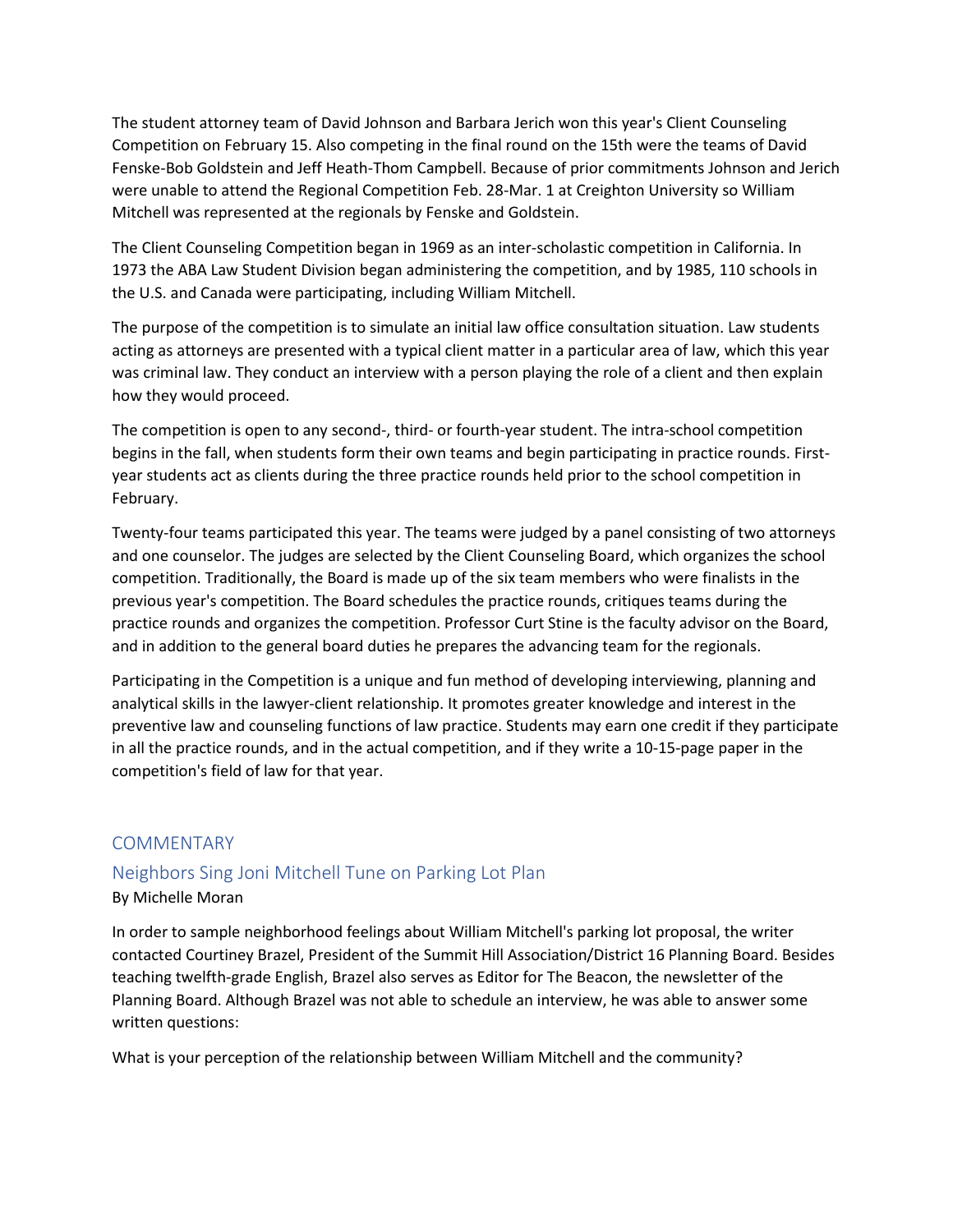The student attorney team of David Johnson and Barbara Jerich won this year's Client Counseling Competition on February 15. Also competing in the final round on the 15th were the teams of David Fenske-Bob Goldstein and Jeff Heath-Thom Campbell. Because of prior commitments Johnson and Jerich were unable to attend the Regional Competition Feb. 28-Mar. 1 at Creighton University so William Mitchell was represented at the regionals by Fenske and Goldstein.

The Client Counseling Competition began in 1969 as an inter-scholastic competition in California. In 1973 the ABA Law Student Division began administering the competition, and by 1985, 110 schools in the U.S. and Canada were participating, including William Mitchell.

The purpose of the competition is to simulate an initial law office consultation situation. Law students acting as attorneys are presented with a typical client matter in a particular area of law, which this year was criminal law. They conduct an interview with a person playing the role of a client and then explain how they would proceed.

The competition is open to any second-, third- or fourth-year student. The intra-school competition begins in the fall, when students form their own teams and begin participating in practice rounds. First-year students act as clients during the three practice rounds held prior to the school competition in February.

Twenty-four teams participated this year. The teams were judged by a panel consisting of two attorneys and one counselor. The judges are selected by the Client Counseling Board, which organizes the school competition. Traditionally, the Board is made up of the six team members who were finalists in the previous year's competition. The Board schedules the practice rounds, critiques teams during the practice rounds and organizes the competition. Professor Curt Stine is the faculty advisor on the Board, and in addition to the general board duties he prepares the advancing team for the regionals.

Participating in the Competition is a unique and fun method of developing interviewing, planning and analytical skills in the lawyer-client relationship. It promotes greater knowledge and interest in the preventive law and counseling functions of law practice. Students may earn one credit if they participate in all the practice rounds, and in the actual competition, and if they write a 10-15-page paper in the competition's field of law for that year.

## COMMENTARY

### Neighbors Sing Joni Mitchell Tune on Parking Lot Plan

By Michelle Moran

In order to sample neighborhood feelings about William Mitchell's parking lot proposal, the writer contacted Courtiney Brazel, President of the Summit Hill Association/District 16 Planning Board. Besides teaching twelfth-grade English, Brazel also serves as Editor for The Beacon, the newsletter of the Planning Board. Although Brazel was not able to schedule an interview, he was able to answer some written questions:

What is your perception of the relationship between William Mitchell and the community?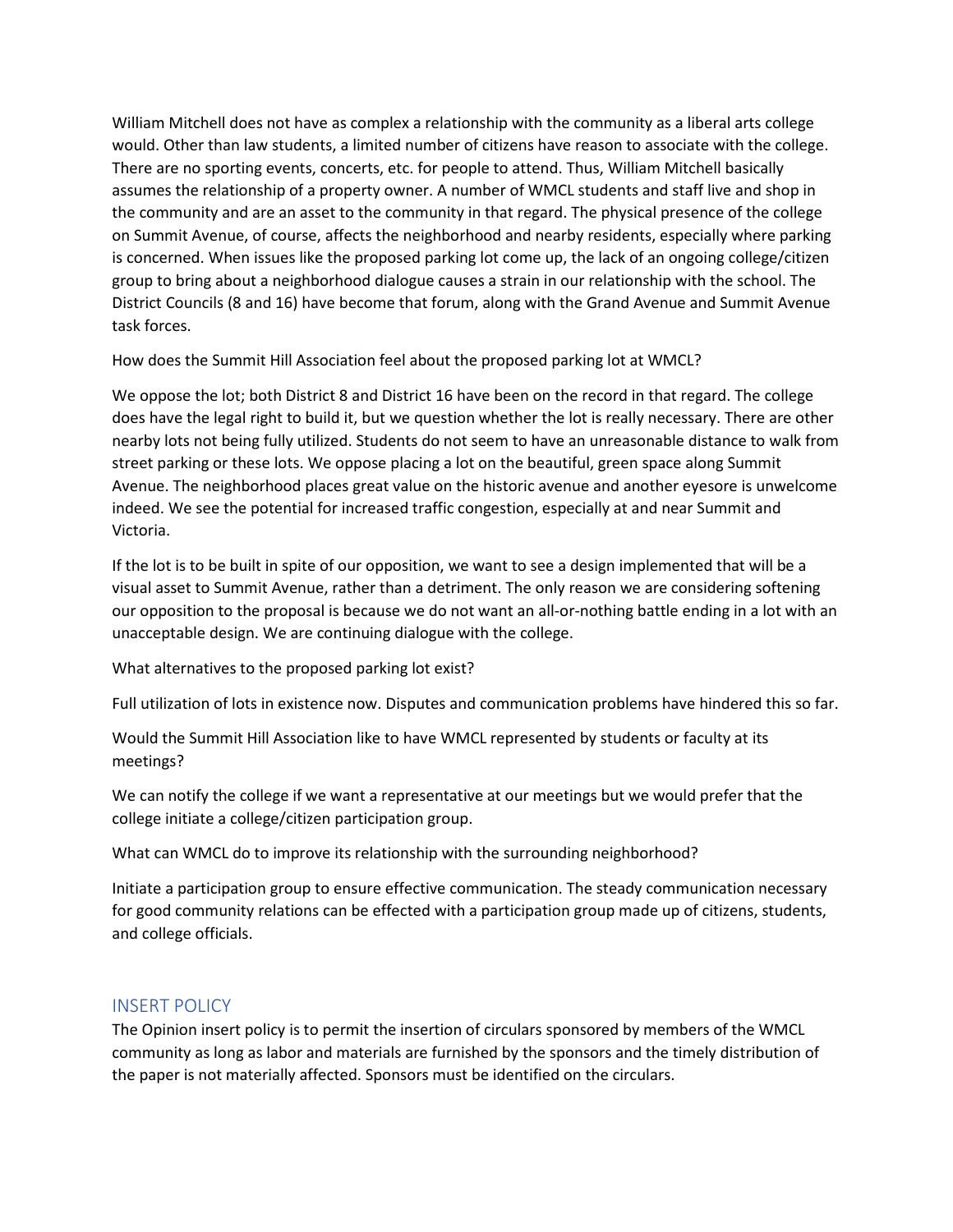William Mitchell does not have as complex a relationship with the community as a liberal arts college would. Other than law students, a limited number of citizens have reason to associate with the college. There are no sporting events, concerts, etc. for people to attend. Thus, William Mitchell basically assumes the relationship of a property owner. A number of WMCL students and staff live and shop in the community and are an asset to the community in that regard. The physical presence of the college on Summit Avenue, of course, affects the neighborhood and nearby residents, especially where parking is concerned. When issues like the proposed parking lot come up, the lack of an ongoing college/citizen group to bring about a neighborhood dialogue causes a strain in our relationship with the school. The District Councils (8 and 16) have become that forum, along with the Grand Avenue and Summit Avenue task forces.

How does the Summit Hill Association feel about the proposed parking lot at WMCL?

We oppose the lot; both District 8 and District 16 have been on the record in that regard. The college does have the legal right to build it, but we question whether the lot is really necessary. There are other nearby lots not being fully utilized. Students do not seem to have an unreasonable distance to walk from street parking or these lots. We oppose placing a lot on the beautiful, green space along Summit Avenue. The neighborhood places great value on the historic avenue and another eyesore is unwelcome indeed. We see the potential for increased traffic congestion, especially at and near Summit and Victoria.

If the lot is to be built in spite of our opposition, we want to see a design implemented that will be a visual asset to Summit Avenue, rather than a detriment. The only reason we are considering softening our opposition to the proposal is because we do not want an all-or-nothing battle ending in a lot with an unacceptable design. We are continuing dialogue with the college.

What alternatives to the proposed parking lot exist?

Full utilization of lots in existence now. Disputes and communication problems have hindered this so far.

Would the Summit Hill Association like to have WMCL represented by students or faculty at its meetings?

We can notify the college if we want a representative at our meetings but we would prefer that the college initiate a college/citizen participation group.

What can WMCL do to improve its relationship with the surrounding neighborhood?

Initiate a participation group to ensure effective communication. The steady communication necessary for good community relations can be effected with a participation group made up of citizens, students, and college officials.

## INSERT POLICY

The Opinion insert policy is to permit the insertion of circulars sponsored by members of the WMCL community as long as labor and materials are furnished by the sponsors and the timely distribution of the paper is not materially affected. Sponsors must be identified on the circulars.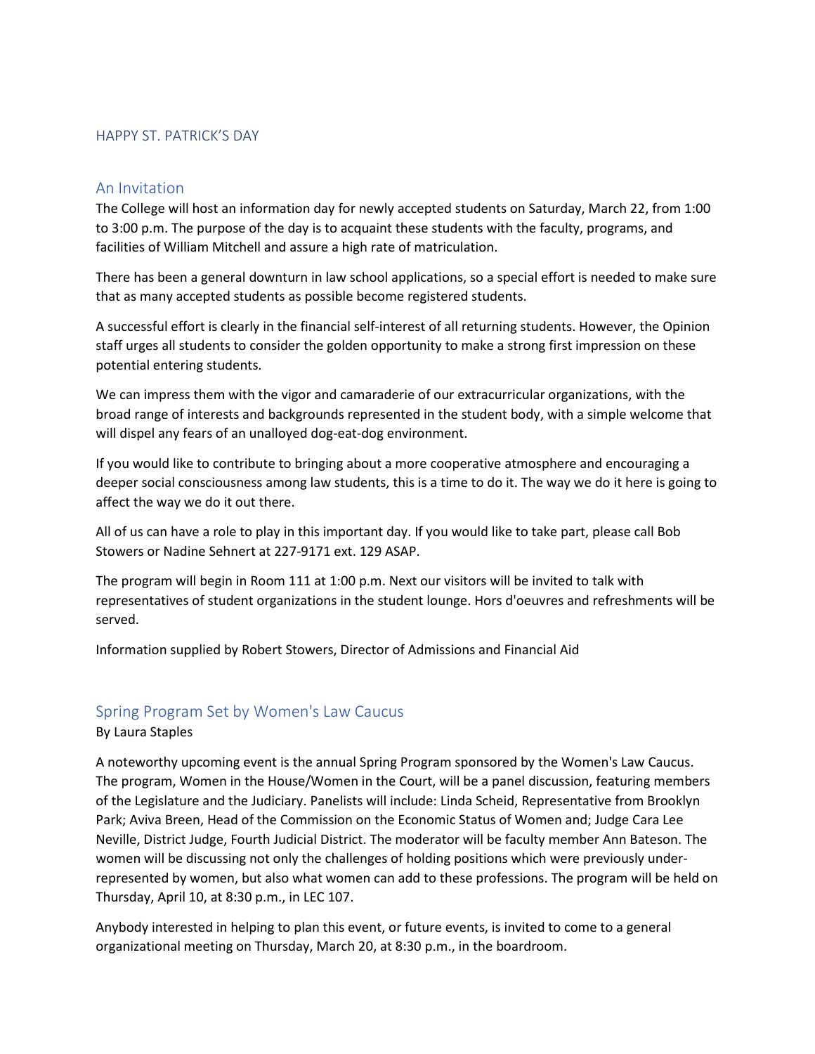## HAPPY ST. PATRICK'S DAY

## An Invitation

The College will host an information day for newly accepted students on Saturday, March 22, from 1:00 to 3:00 p.m. The purpose of the day is to acquaint these students with the faculty, programs, and facilities of William Mitchell and assure a high rate of matriculation.

There has been a general downturn in law school applications, so a special effort is needed to make sure that as many accepted students as possible become registered students.

A successful effort is clearly in the financial self-interest of all returning students. However, the Opinion staff urges all students to consider the golden opportunity to make a strong first impression on these potential entering students.

We can impress them with the vigor and camaraderie of our extracurricular organizations, with the broad range of interests and backgrounds represented in the student body, with a simple welcome that will dispel any fears of an unalloyed dog-eat-dog environment.

If you would like to contribute to bringing about a more cooperative atmosphere and encouraging a deeper social consciousness among law students, this is a time to do it. The way we do it here is going to affect the way we do it out there.

All of us can have a role to play in this important day. If you would like to take part, please call Bob Stowers or Nadine Sehnert at 227-9171 ext. 129 ASAP.

The program will begin in Room 111 at 1:00 p.m. Next our visitors will be invited to talk with representatives of student organizations in the student lounge. Hors d'oeuvres and refreshments will be served.

Information supplied by Robert Stowers, Director of Admissions and Financial Aid

## Spring Program Set by Women's Law Caucus

By Laura Staples

A noteworthy upcoming event is the annual Spring Program sponsored by the Women's Law Caucus. The program, Women in the House/Women in the Court, will be a panel discussion, featuring members of the Legislature and the Judiciary. Panelists will include: Linda Scheid, Representative from Brooklyn Park; Aviva Breen, Head of the Commission on the Economic Status of Women and; Judge Cara Lee Neville, District Judge, Fourth Judicial District. The moderator will be faculty member Ann Bateson. The women will be discussing not only the challenges of holding positions which were previously under-represented by women, but also what women can add to these professions. The program will be held on Thursday, April 10, at 8:30 p.m., in LEC 107.

Anybody interested in helping to plan this event, or future events, is invited to come to a general organizational meeting on Thursday, March 20, at 8:30 p.m., in the boardroom.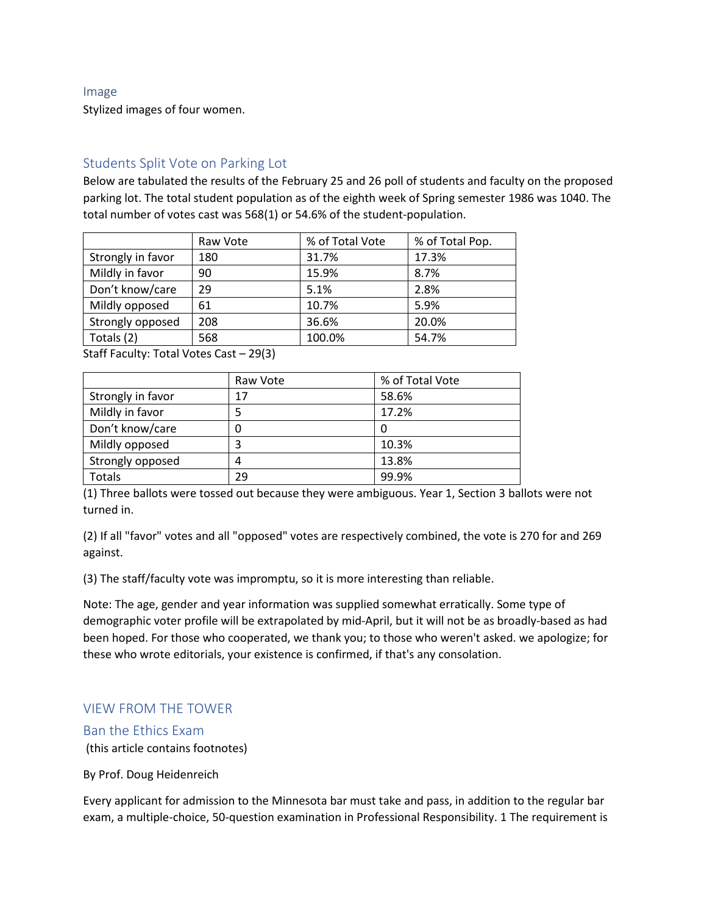### Image

Stylized images of four women.

### Students Split Vote on Parking Lot

Below are tabulated the results of the February 25 and 26 poll of students and faculty on the proposed parking lot. The total student population as of the eighth week of Spring semester 1986 was 1040. The total number of votes cast was 568(1) or 54.6% of the student-population.

| | Raw Vote | % of Total Vote | % of Total Pop. |
|---|---|---|---|
| Strongly in favor | 180 | 31.7% | 17.3% |
| Mildly in favor | 90 | 15.9% | 8.7% |
| Don't know/care | 29 | 5.1% | 2.8% |
| Mildly opposed | 61 | 10.7% | 5.9% |
| Strongly opposed | 208 | 36.6% | 20.0% |
| Totals (2) | 568 | 100.0% | 54.7% |

Staff Faculty: Total Votes Cast – 29(3)

| | Raw Vote | % of Total Vote |
|---|---|---|
| Strongly in favor | 17 | 58.6% |
| Mildly in favor | 5 | 17.2% |
| Don't know/care | 0 | 0 |
| Mildly opposed | 3 | 10.3% |
| Strongly opposed | 4 | 13.8% |
| Totals | 29 | 99.9% |

(1) Three ballots were tossed out because they were ambiguous. Year 1, Section 3 ballots were not turned in.

(2) If all "favor" votes and all "opposed" votes are respectively combined, the vote is 270 for and 269 against.

(3) The staff/faculty vote was impromptu, so it is more interesting than reliable.

Note: The age, gender and year information was supplied somewhat erratically. Some type of demographic voter profile will be extrapolated by mid-April, but it will not be as broadly-based as had been hoped. For those who cooperated, we thank you; to those who weren't asked. we apologize; for these who wrote editorials, your existence is confirmed, if that's any consolation.

## VIEW FROM THE TOWER

### Ban the Ethics Exam

(this article contains footnotes)

By Prof. Doug Heidenreich

Every applicant for admission to the Minnesota bar must take and pass, in addition to the regular bar exam, a multiple-choice, 50-question examination in Professional Responsibility. 1 The requirement is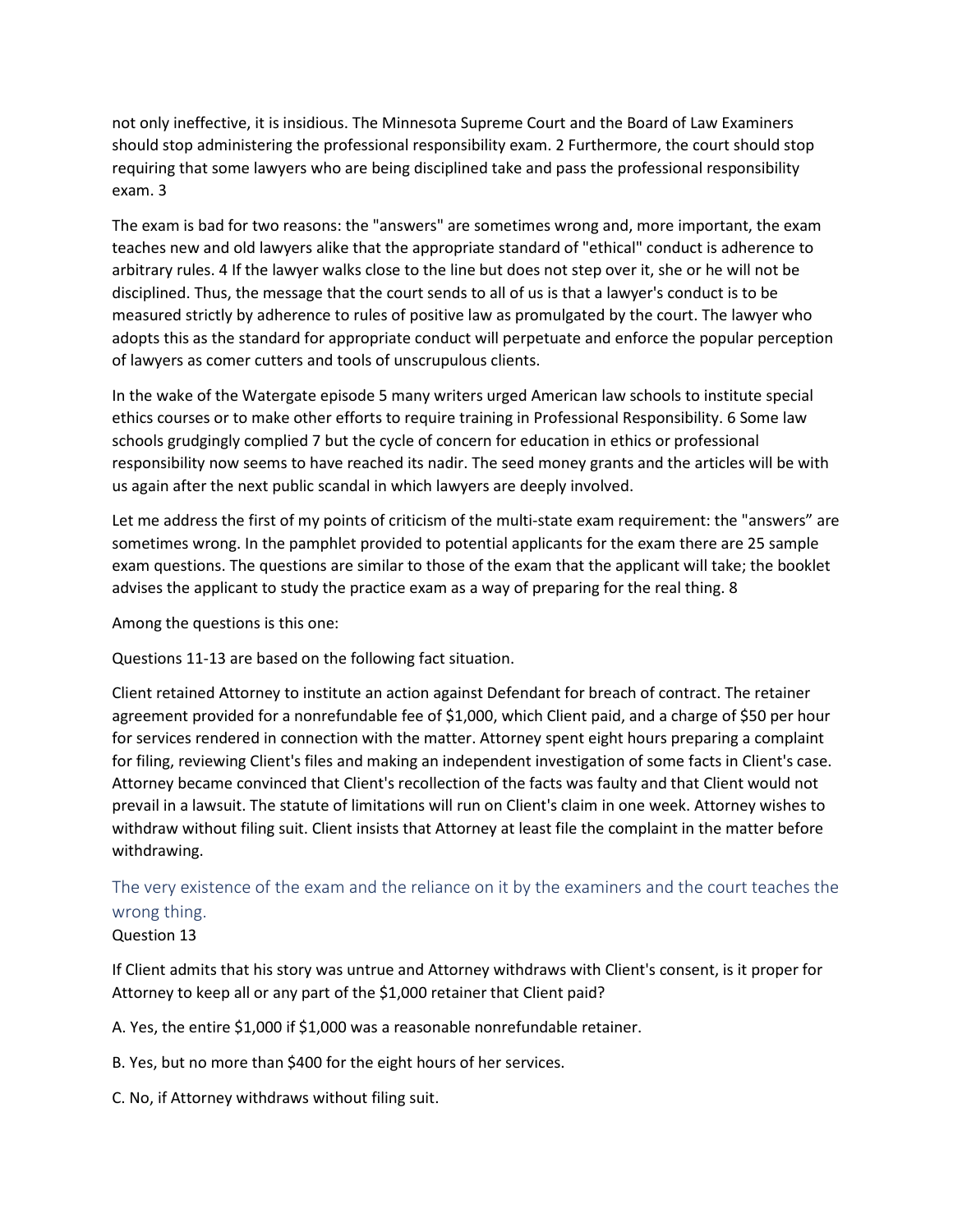not only ineffective, it is insidious. The Minnesota Supreme Court and the Board of Law Examiners should stop administering the professional responsibility exam. 2 Furthermore, the court should stop requiring that some lawyers who are being disciplined take and pass the professional responsibility exam. 3

The exam is bad for two reasons: the "answers" are sometimes wrong and, more important, the exam teaches new and old lawyers alike that the appropriate standard of "ethical" conduct is adherence to arbitrary rules. 4 If the lawyer walks close to the line but does not step over it, she or he will not be disciplined. Thus, the message that the court sends to all of us is that a lawyer's conduct is to be measured strictly by adherence to rules of positive law as promulgated by the court. The lawyer who adopts this as the standard for appropriate conduct will perpetuate and enforce the popular perception of lawyers as comer cutters and tools of unscrupulous clients.

In the wake of the Watergate episode 5 many writers urged American law schools to institute special ethics courses or to make other efforts to require training in Professional Responsibility. 6 Some law schools grudgingly complied 7 but the cycle of concern for education in ethics or professional responsibility now seems to have reached its nadir. The seed money grants and the articles will be with us again after the next public scandal in which lawyers are deeply involved.

Let me address the first of my points of criticism of the multi-state exam requirement: the "answers" are sometimes wrong. In the pamphlet provided to potential applicants for the exam there are 25 sample exam questions. The questions are similar to those of the exam that the applicant will take; the booklet advises the applicant to study the practice exam as a way of preparing for the real thing. 8

Among the questions is this one:

Questions 11-13 are based on the following fact situation.

Client retained Attorney to institute an action against Defendant for breach of contract. The retainer agreement provided for a nonrefundable fee of $1,000, which Client paid, and a charge of $50 per hour for services rendered in connection with the matter. Attorney spent eight hours preparing a complaint for filing, reviewing Client's files and making an independent investigation of some facts in Client's case. Attorney became convinced that Client's recollection of the facts was faulty and that Client would not prevail in a lawsuit. The statute of limitations will run on Client's claim in one week. Attorney wishes to withdraw without filing suit. Client insists that Attorney at least file the complaint in the matter before withdrawing.

The very existence of the exam and the reliance on it by the examiners and the court teaches the wrong thing.

Question 13

If Client admits that his story was untrue and Attorney withdraws with Client's consent, is it proper for Attorney to keep all or any part of the $1,000 retainer that Client paid?

A. Yes, the entire $1,000 if $1,000 was a reasonable nonrefundable retainer.

B. Yes, but no more than $400 for the eight hours of her services.

C. No, if Attorney withdraws without filing suit.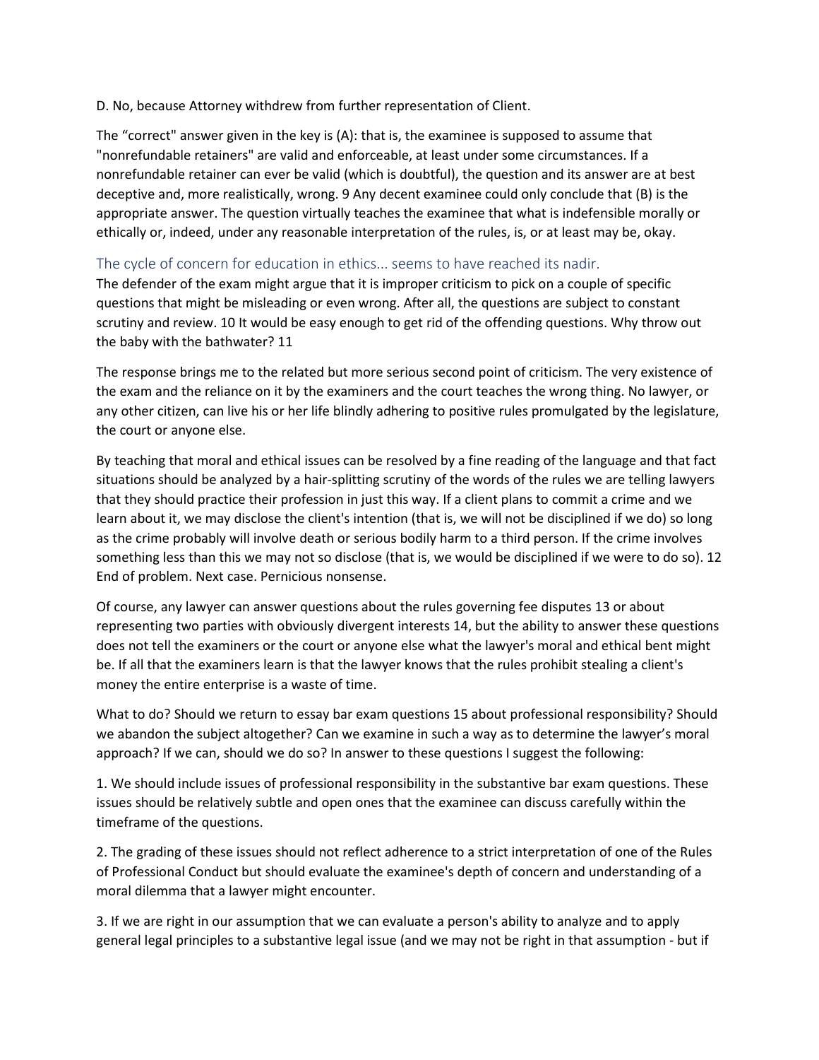D. No, because Attorney withdrew from further representation of Client.

The "correct" answer given in the key is (A): that is, the examinee is supposed to assume that "nonrefundable retainers" are valid and enforceable, at least under some circumstances. If a nonrefundable retainer can ever be valid (which is doubtful), the question and its answer are at best deceptive and, more realistically, wrong. 9 Any decent examinee could only conclude that (B) is the appropriate answer. The question virtually teaches the examinee that what is indefensible morally or ethically or, indeed, under any reasonable interpretation of the rules, is, or at least may be, okay.

### The cycle of concern for education in ethics... seems to have reached its nadir.

The defender of the exam might argue that it is improper criticism to pick on a couple of specific questions that might be misleading or even wrong. After all, the questions are subject to constant scrutiny and review. 10 It would be easy enough to get rid of the offending questions. Why throw out the baby with the bathwater? 11

The response brings me to the related but more serious second point of criticism. The very existence of the exam and the reliance on it by the examiners and the court teaches the wrong thing. No lawyer, or any other citizen, can live his or her life blindly adhering to positive rules promulgated by the legislature, the court or anyone else.

By teaching that moral and ethical issues can be resolved by a fine reading of the language and that fact situations should be analyzed by a hair-splitting scrutiny of the words of the rules we are telling lawyers that they should practice their profession in just this way. If a client plans to commit a crime and we learn about it, we may disclose the client's intention (that is, we will not be disciplined if we do) so long as the crime probably will involve death or serious bodily harm to a third person. If the crime involves something less than this we may not so disclose (that is, we would be disciplined if we were to do so). 12 End of problem. Next case. Pernicious nonsense.

Of course, any lawyer can answer questions about the rules governing fee disputes 13 or about representing two parties with obviously divergent interests 14, but the ability to answer these questions does not tell the examiners or the court or anyone else what the lawyer's moral and ethical bent might be. If all that the examiners learn is that the lawyer knows that the rules prohibit stealing a client's money the entire enterprise is a waste of time.

What to do? Should we return to essay bar exam questions 15 about professional responsibility? Should we abandon the subject altogether? Can we examine in such a way as to determine the lawyer's moral approach? If we can, should we do so? In answer to these questions I suggest the following:

1. We should include issues of professional responsibility in the substantive bar exam questions. These issues should be relatively subtle and open ones that the examinee can discuss carefully within the timeframe of the questions.

2. The grading of these issues should not reflect adherence to a strict interpretation of one of the Rules of Professional Conduct but should evaluate the examinee's depth of concern and understanding of a moral dilemma that a lawyer might encounter.

3. If we are right in our assumption that we can evaluate a person's ability to analyze and to apply general legal principles to a substantive legal issue (and we may not be right in that assumption - but if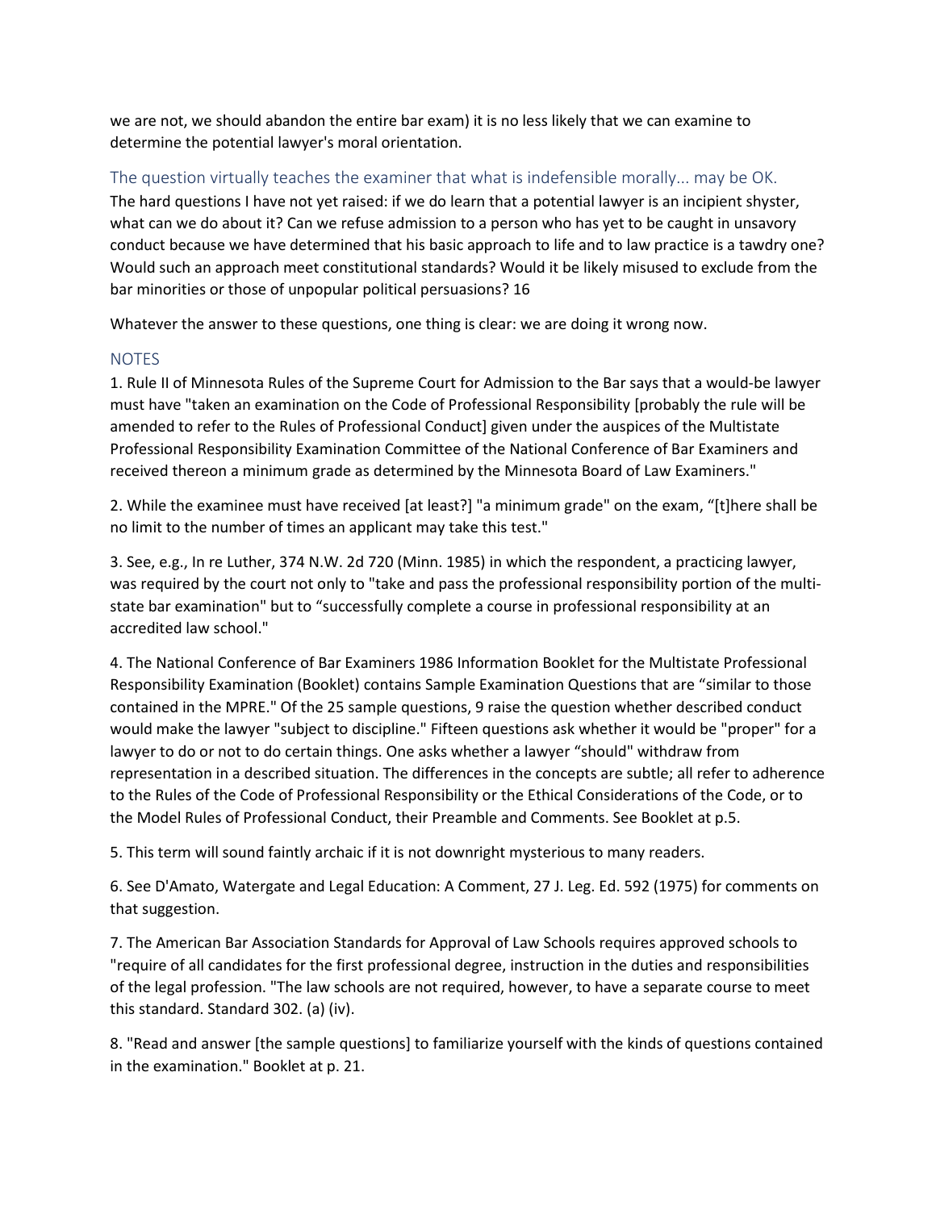we are not, we should abandon the entire bar exam) it is no less likely that we can examine to determine the potential lawyer's moral orientation.

### The question virtually teaches the examiner that what is indefensible morally... may be OK.

The hard questions I have not yet raised: if we do learn that a potential lawyer is an incipient shyster, what can we do about it? Can we refuse admission to a person who has yet to be caught in unsavory conduct because we have determined that his basic approach to life and to law practice is a tawdry one? Would such an approach meet constitutional standards? Would it be likely misused to exclude from the bar minorities or those of unpopular political persuasions? 16

Whatever the answer to these questions, one thing is clear: we are doing it wrong now.

## NOTES

1. Rule II of Minnesota Rules of the Supreme Court for Admission to the Bar says that a would-be lawyer must have "taken an examination on the Code of Professional Responsibility [probably the rule will be amended to refer to the Rules of Professional Conduct] given under the auspices of the Multistate Professional Responsibility Examination Committee of the National Conference of Bar Examiners and received thereon a minimum grade as determined by the Minnesota Board of Law Examiners."

2. While the examinee must have received [at least?] "a minimum grade" on the exam, "[t]here shall be no limit to the number of times an applicant may take this test."

3. See, e.g., In re Luther, 374 N.W. 2d 720 (Minn. 1985) in which the respondent, a practicing lawyer, was required by the court not only to "take and pass the professional responsibility portion of the multi-state bar examination" but to "successfully complete a course in professional responsibility at an accredited law school."

4. The National Conference of Bar Examiners 1986 Information Booklet for the Multistate Professional Responsibility Examination (Booklet) contains Sample Examination Questions that are "similar to those contained in the MPRE." Of the 25 sample questions, 9 raise the question whether described conduct would make the lawyer "subject to discipline." Fifteen questions ask whether it would be "proper" for a lawyer to do or not to do certain things. One asks whether a lawyer "should" withdraw from representation in a described situation. The differences in the concepts are subtle; all refer to adherence to the Rules of the Code of Professional Responsibility or the Ethical Considerations of the Code, or to the Model Rules of Professional Conduct, their Preamble and Comments. See Booklet at p.5.

5. This term will sound faintly archaic if it is not downright mysterious to many readers.

6. See D'Amato, Watergate and Legal Education: A Comment, 27 J. Leg. Ed. 592 (1975) for comments on that suggestion.

7. The American Bar Association Standards for Approval of Law Schools requires approved schools to "require of all candidates for the first professional degree, instruction in the duties and responsibilities of the legal profession. "The law schools are not required, however, to have a separate course to meet this standard. Standard 302. (a) (iv).

8. "Read and answer [the sample questions] to familiarize yourself with the kinds of questions contained in the examination." Booklet at p. 21.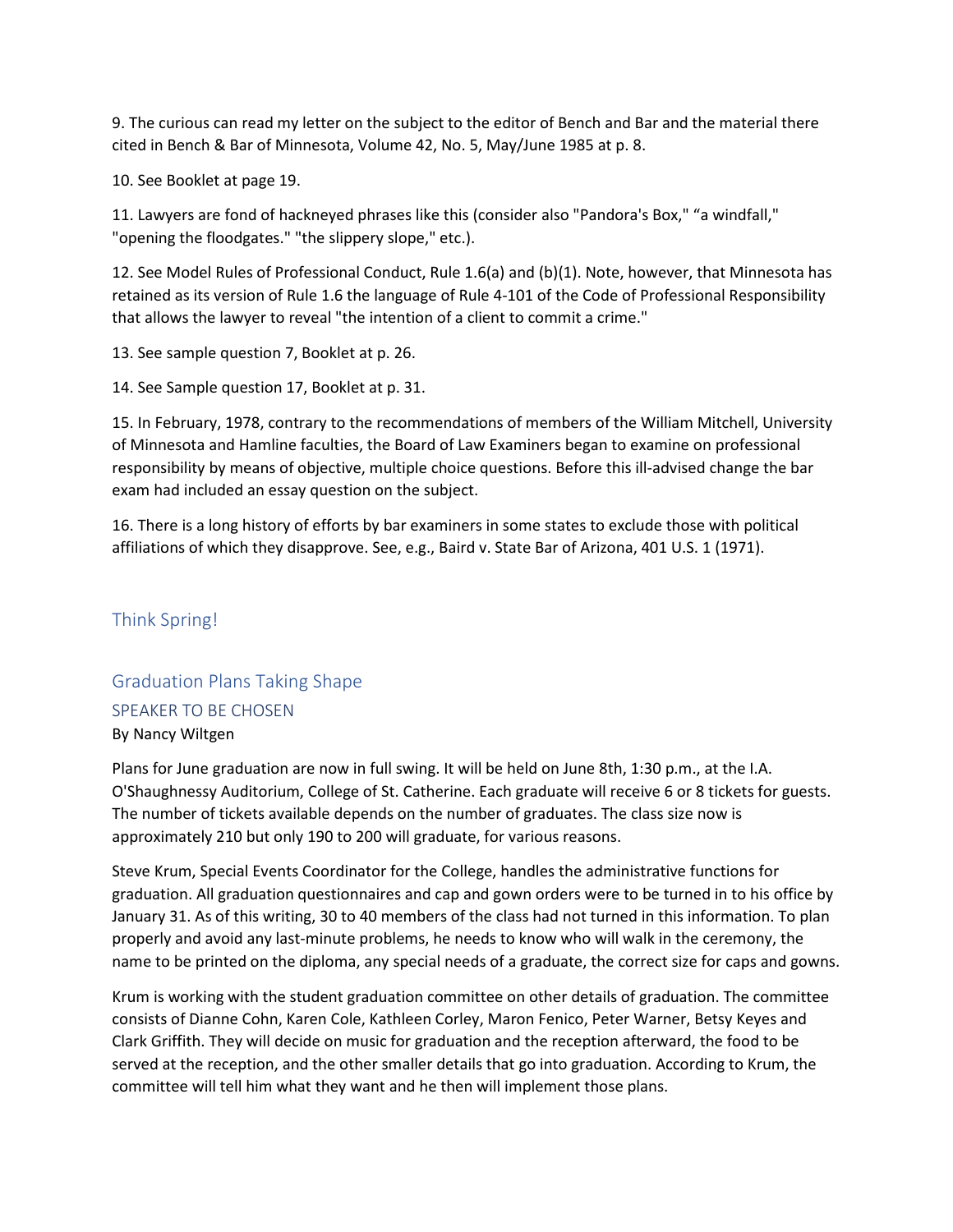9. The curious can read my letter on the subject to the editor of Bench and Bar and the material there cited in Bench & Bar of Minnesota, Volume 42, No. 5, May/June 1985 at p. 8.

10. See Booklet at page 19.

11. Lawyers are fond of hackneyed phrases like this (consider also "Pandora's Box," “a windfall," "opening the floodgates." "the slippery slope," etc.).

12. See Model Rules of Professional Conduct, Rule 1.6(a) and (b)(1). Note, however, that Minnesota has retained as its version of Rule 1.6 the language of Rule 4-101 of the Code of Professional Responsibility that allows the lawyer to reveal "the intention of a client to commit a crime."

13. See sample question 7, Booklet at p. 26.

14. See Sample question 17, Booklet at p. 31.

15. In February, 1978, contrary to the recommendations of members of the William Mitchell, University of Minnesota and Hamline faculties, the Board of Law Examiners began to examine on professional responsibility by means of objective, multiple choice questions. Before this ill-advised change the bar exam had included an essay question on the subject.

16. There is a long history of efforts by bar examiners in some states to exclude those with political affiliations of which they disapprove. See, e.g., Baird v. State Bar of Arizona, 401 U.S. 1 (1971).

## Think Spring!

## Graduation Plans Taking Shape

### SPEAKER TO BE CHOSEN

By Nancy Wiltgen

Plans for June graduation are now in full swing. It will be held on June 8th, 1:30 p.m., at the I.A. O'Shaughnessy Auditorium, College of St. Catherine. Each graduate will receive 6 or 8 tickets for guests. The number of tickets available depends on the number of graduates. The class size now is approximately 210 but only 190 to 200 will graduate, for various reasons.

Steve Krum, Special Events Coordinator for the College, handles the administrative functions for graduation. All graduation questionnaires and cap and gown orders were to be turned in to his office by January 31. As of this writing, 30 to 40 members of the class had not turned in this information. To plan properly and avoid any last-minute problems, he needs to know who will walk in the ceremony, the name to be printed on the diploma, any special needs of a graduate, the correct size for caps and gowns.

Krum is working with the student graduation committee on other details of graduation. The committee consists of Dianne Cohn, Karen Cole, Kathleen Corley, Maron Fenico, Peter Warner, Betsy Keyes and Clark Griffith. They will decide on music for graduation and the reception afterward, the food to be served at the reception, and the other smaller details that go into graduation. According to Krum, the committee will tell him what they want and he then will implement those plans.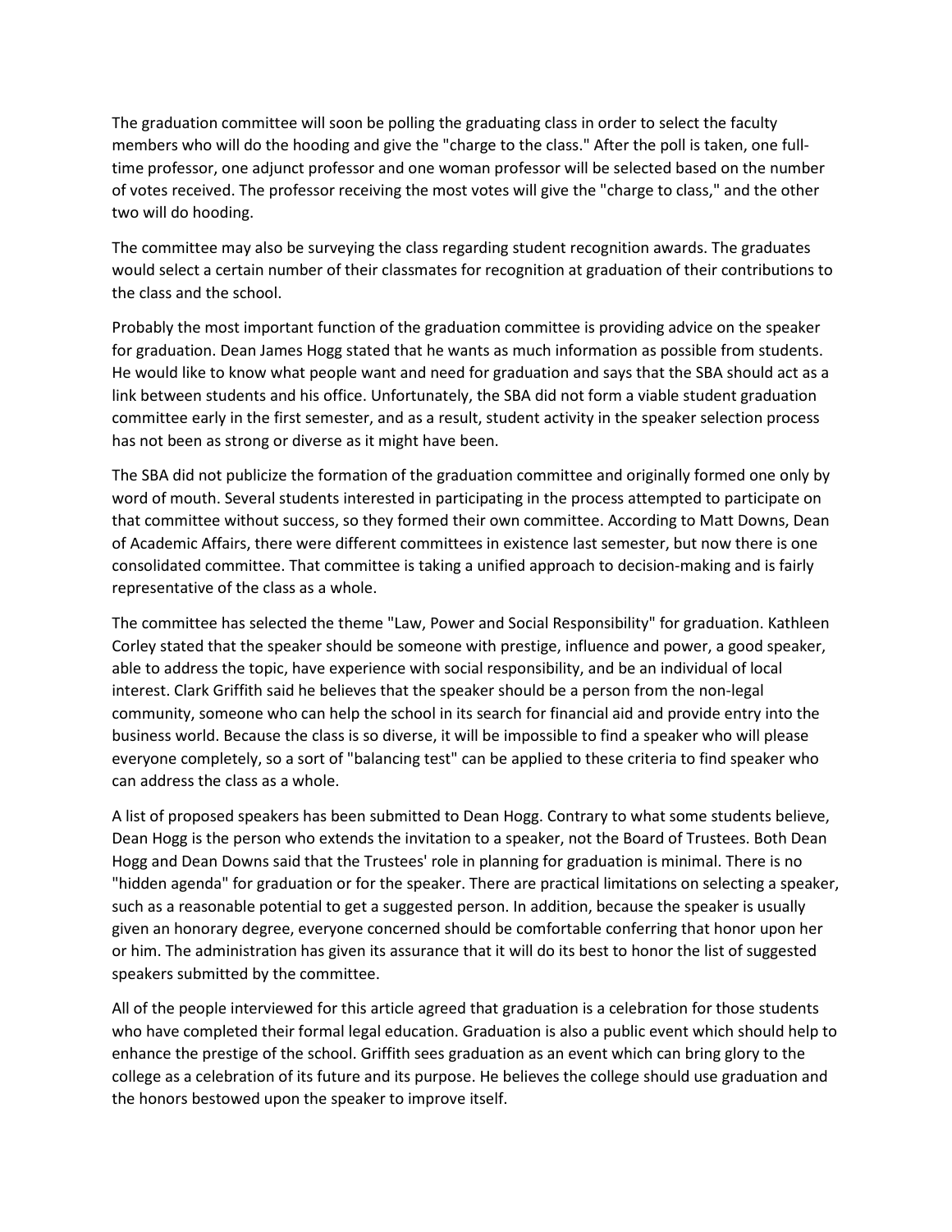The graduation committee will soon be polling the graduating class in order to select the faculty members who will do the hooding and give the "charge to the class." After the poll is taken, one full-time professor, one adjunct professor and one woman professor will be selected based on the number of votes received. The professor receiving the most votes will give the "charge to class," and the other two will do hooding.

The committee may also be surveying the class regarding student recognition awards. The graduates would select a certain number of their classmates for recognition at graduation of their contributions to the class and the school.

Probably the most important function of the graduation committee is providing advice on the speaker for graduation. Dean James Hogg stated that he wants as much information as possible from students. He would like to know what people want and need for graduation and says that the SBA should act as a link between students and his office. Unfortunately, the SBA did not form a viable student graduation committee early in the first semester, and as a result, student activity in the speaker selection process has not been as strong or diverse as it might have been.

The SBA did not publicize the formation of the graduation committee and originally formed one only by word of mouth. Several students interested in participating in the process attempted to participate on that committee without success, so they formed their own committee. According to Matt Downs, Dean of Academic Affairs, there were different committees in existence last semester, but now there is one consolidated committee. That committee is taking a unified approach to decision-making and is fairly representative of the class as a whole.

The committee has selected the theme "Law, Power and Social Responsibility" for graduation. Kathleen Corley stated that the speaker should be someone with prestige, influence and power, a good speaker, able to address the topic, have experience with social responsibility, and be an individual of local interest. Clark Griffith said he believes that the speaker should be a person from the non-legal community, someone who can help the school in its search for financial aid and provide entry into the business world. Because the class is so diverse, it will be impossible to find a speaker who will please everyone completely, so a sort of "balancing test" can be applied to these criteria to find speaker who can address the class as a whole.

A list of proposed speakers has been submitted to Dean Hogg. Contrary to what some students believe, Dean Hogg is the person who extends the invitation to a speaker, not the Board of Trustees. Both Dean Hogg and Dean Downs said that the Trustees' role in planning for graduation is minimal. There is no "hidden agenda" for graduation or for the speaker. There are practical limitations on selecting a speaker, such as a reasonable potential to get a suggested person. In addition, because the speaker is usually given an honorary degree, everyone concerned should be comfortable conferring that honor upon her or him. The administration has given its assurance that it will do its best to honor the list of suggested speakers submitted by the committee.

All of the people interviewed for this article agreed that graduation is a celebration for those students who have completed their formal legal education. Graduation is also a public event which should help to enhance the prestige of the school. Griffith sees graduation as an event which can bring glory to the college as a celebration of its future and its purpose. He believes the college should use graduation and the honors bestowed upon the speaker to improve itself.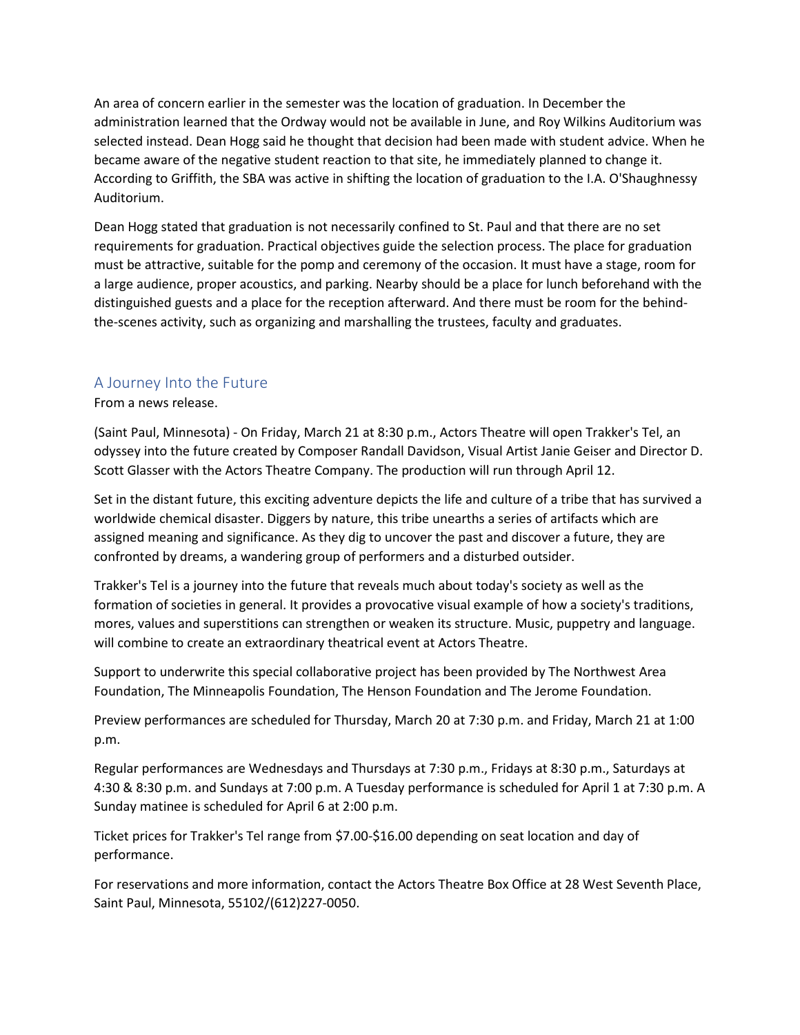An area of concern earlier in the semester was the location of graduation. In December the administration learned that the Ordway would not be available in June, and Roy Wilkins Auditorium was selected instead. Dean Hogg said he thought that decision had been made with student advice. When he became aware of the negative student reaction to that site, he immediately planned to change it. According to Griffith, the SBA was active in shifting the location of graduation to the I.A. O'Shaughnessy Auditorium.

Dean Hogg stated that graduation is not necessarily confined to St. Paul and that there are no set requirements for graduation. Practical objectives guide the selection process. The place for graduation must be attractive, suitable for the pomp and ceremony of the occasion. It must have a stage, room for a large audience, proper acoustics, and parking. Nearby should be a place for lunch beforehand with the distinguished guests and a place for the reception afterward. And there must be room for the behind-the-scenes activity, such as organizing and marshalling the trustees, faculty and graduates.

## A Journey Into the Future

From a news release.

(Saint Paul, Minnesota) - On Friday, March 21 at 8:30 p.m., Actors Theatre will open Trakker's Tel, an odyssey into the future created by Composer Randall Davidson, Visual Artist Janie Geiser and Director D. Scott Glasser with the Actors Theatre Company. The production will run through April 12.

Set in the distant future, this exciting adventure depicts the life and culture of a tribe that has survived a worldwide chemical disaster. Diggers by nature, this tribe unearths a series of artifacts which are assigned meaning and significance. As they dig to uncover the past and discover a future, they are confronted by dreams, a wandering group of performers and a disturbed outsider.

Trakker's Tel is a journey into the future that reveals much about today's society as well as the formation of societies in general. It provides a provocative visual example of how a society's traditions, mores, values and superstitions can strengthen or weaken its structure. Music, puppetry and language. will combine to create an extraordinary theatrical event at Actors Theatre.

Support to underwrite this special collaborative project has been provided by The Northwest Area Foundation, The Minneapolis Foundation, The Henson Foundation and The Jerome Foundation.

Preview performances are scheduled for Thursday, March 20 at 7:30 p.m. and Friday, March 21 at 1:00 p.m.

Regular performances are Wednesdays and Thursdays at 7:30 p.m., Fridays at 8:30 p.m., Saturdays at 4:30 & 8:30 p.m. and Sundays at 7:00 p.m. A Tuesday performance is scheduled for April 1 at 7:30 p.m. A Sunday matinee is scheduled for April 6 at 2:00 p.m.

Ticket prices for Trakker's Tel range from $7.00-$16.00 depending on seat location and day of performance.

For reservations and more information, contact the Actors Theatre Box Office at 28 West Seventh Place, Saint Paul, Minnesota, 55102/(612)227-0050.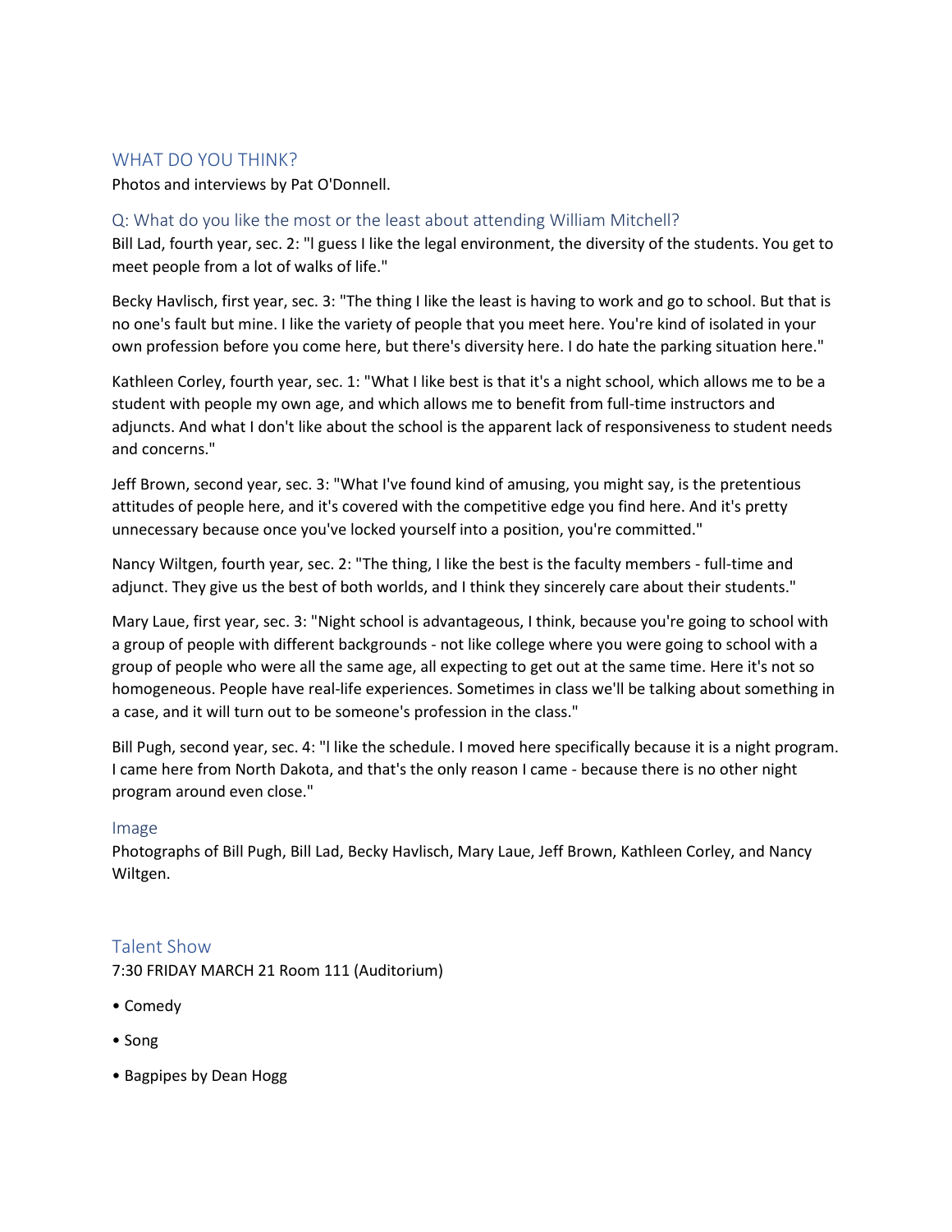## WHAT DO YOU THINK?

Photos and interviews by Pat O'Donnell.

### Q: What do you like the most or the least about attending William Mitchell?

Bill Lad, fourth year, sec. 2: "l guess I like the legal environment, the diversity of the students. You get to meet people from a lot of walks of life."

Becky Havlisch, first year, sec. 3: "The thing I like the least is having to work and go to school. But that is no one's fault but mine. I like the variety of people that you meet here. You're kind of isolated in your own profession before you come here, but there's diversity here. I do hate the parking situation here."

Kathleen Corley, fourth year, sec. 1: "What I like best is that it's a night school, which allows me to be a student with people my own age, and which allows me to benefit from full-time instructors and adjuncts. And what I don't like about the school is the apparent lack of responsiveness to student needs and concerns."

Jeff Brown, second year, sec. 3: "What I've found kind of amusing, you might say, is the pretentious attitudes of people here, and it's covered with the competitive edge you find here. And it's pretty unnecessary because once you've locked yourself into a position, you're committed."

Nancy Wiltgen, fourth year, sec. 2: "The thing, I like the best is the faculty members - full-time and adjunct. They give us the best of both worlds, and I think they sincerely care about their students."

Mary Laue, first year, sec. 3: "Night school is advantageous, I think, because you're going to school with a group of people with different backgrounds - not like college where you were going to school with a group of people who were all the same age, all expecting to get out at the same time. Here it's not so homogeneous. People have real-life experiences. Sometimes in class we'll be talking about something in a case, and it will turn out to be someone's profession in the class."

Bill Pugh, second year, sec. 4: "l like the schedule. I moved here specifically because it is a night program. I came here from North Dakota, and that's the only reason I came - because there is no other night program around even close."

### Image

Photographs of Bill Pugh, Bill Lad, Becky Havlisch, Mary Laue, Jeff Brown, Kathleen Corley, and Nancy Wiltgen.

## Talent Show

7:30 FRIDAY MARCH 21 Room 111 (Auditorium)

- Comedy
- Song
- Bagpipes by Dean Hogg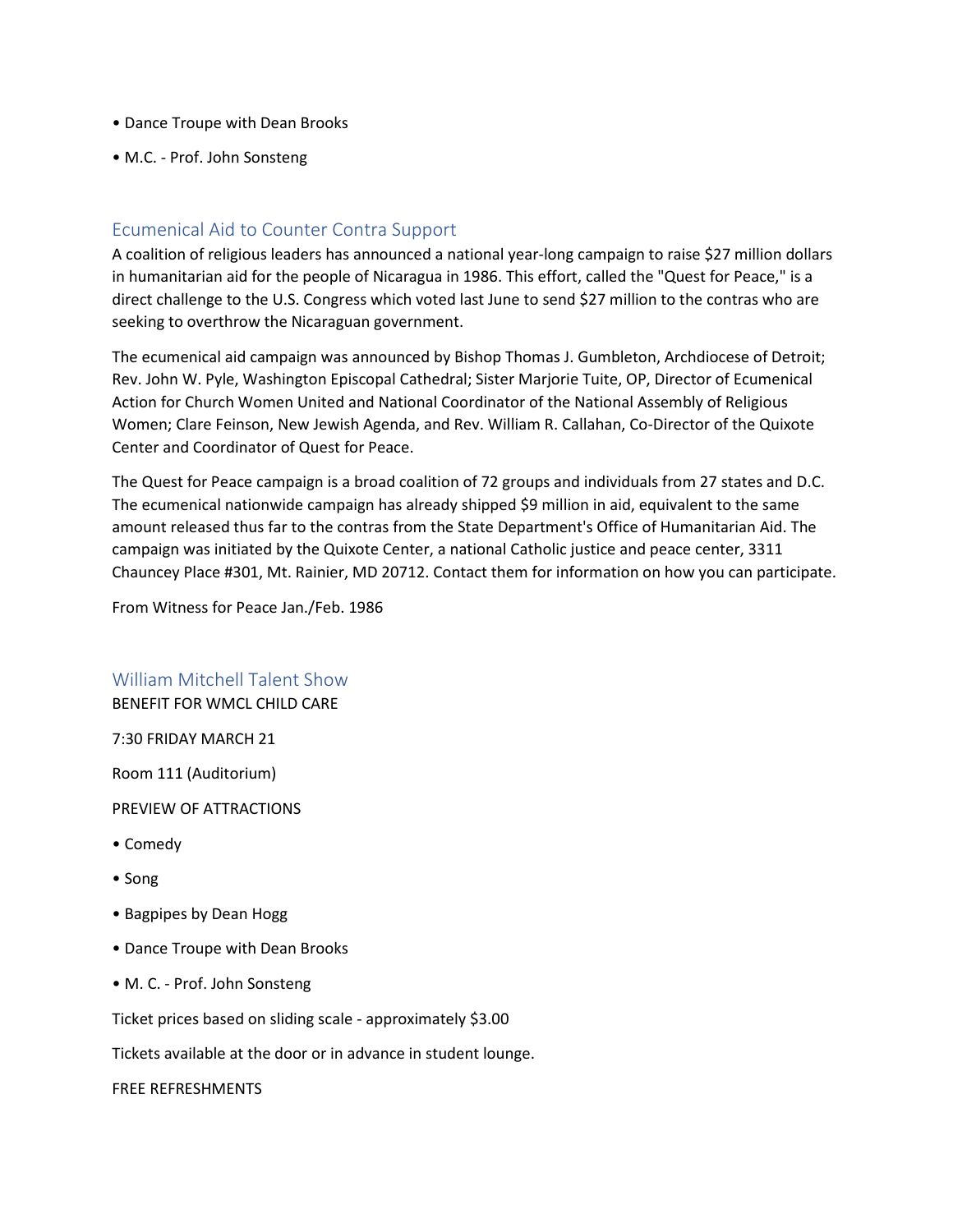- Dance Troupe with Dean Brooks
- M.C. - Prof. John Sonsteng

## Ecumenical Aid to Counter Contra Support

A coalition of religious leaders has announced a national year-long campaign to raise $27 million dollars in humanitarian aid for the people of Nicaragua in 1986. This effort, called the "Quest for Peace," is a direct challenge to the U.S. Congress which voted last June to send $27 million to the contras who are seeking to overthrow the Nicaraguan government.

The ecumenical aid campaign was announced by Bishop Thomas J. Gumbleton, Archdiocese of Detroit; Rev. John W. Pyle, Washington Episcopal Cathedral; Sister Marjorie Tuite, OP, Director of Ecumenical Action for Church Women United and National Coordinator of the National Assembly of Religious Women; Clare Feinson, New Jewish Agenda, and Rev. William R. Callahan, Co-Director of the Quixote Center and Coordinator of Quest for Peace.

The Quest for Peace campaign is a broad coalition of 72 groups and individuals from 27 states and D.C. The ecumenical nationwide campaign has already shipped $9 million in aid, equivalent to the same amount released thus far to the contras from the State Department's Office of Humanitarian Aid. The campaign was initiated by the Quixote Center, a national Catholic justice and peace center, 3311 Chauncey Place #301, Mt. Rainier, MD 20712. Contact them for information on how you can participate.

From Witness for Peace Jan./Feb. 1986

## William Mitchell Talent Show

BENEFIT FOR WMCL CHILD CARE

7:30 FRIDAY MARCH 21

Room 111 (Auditorium)

PREVIEW OF ATTRACTIONS

- Comedy
- Song
- Bagpipes by Dean Hogg
- Dance Troupe with Dean Brooks
- M. C. - Prof. John Sonsteng

Ticket prices based on sliding scale - approximately $3.00

Tickets available at the door or in advance in student lounge.

FREE REFRESHMENTS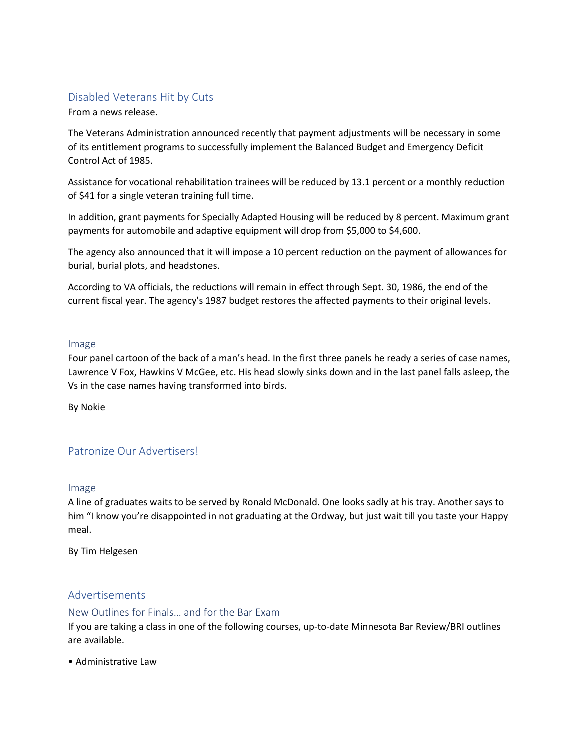## Disabled Veterans Hit by Cuts

From a news release.

The Veterans Administration announced recently that payment adjustments will be necessary in some of its entitlement programs to successfully implement the Balanced Budget and Emergency Deficit Control Act of 1985.

Assistance for vocational rehabilitation trainees will be reduced by 13.1 percent or a monthly reduction of $41 for a single veteran training full time.

In addition, grant payments for Specially Adapted Housing will be reduced by 8 percent. Maximum grant payments for automobile and adaptive equipment will drop from $5,000 to $4,600.

The agency also announced that it will impose a 10 percent reduction on the payment of allowances for burial, burial plots, and headstones.

According to VA officials, the reductions will remain in effect through Sept. 30, 1986, the end of the current fiscal year. The agency's 1987 budget restores the affected payments to their original levels.

### Image

Four panel cartoon of the back of a man's head. In the first three panels he ready a series of case names, Lawrence V Fox, Hawkins V McGee, etc. His head slowly sinks down and in the last panel falls asleep, the Vs in the case names having transformed into birds.

By Nokie

## Patronize Our Advertisers!

### Image

A line of graduates waits to be served by Ronald McDonald. One looks sadly at his tray. Another says to him "I know you're disappointed in not graduating at the Ordway, but just wait till you taste your Happy meal.

By Tim Helgesen

## Advertisements

### New Outlines for Finals… and for the Bar Exam

If you are taking a class in one of the following courses, up-to-date Minnesota Bar Review/BRI outlines are available.

- Administrative Law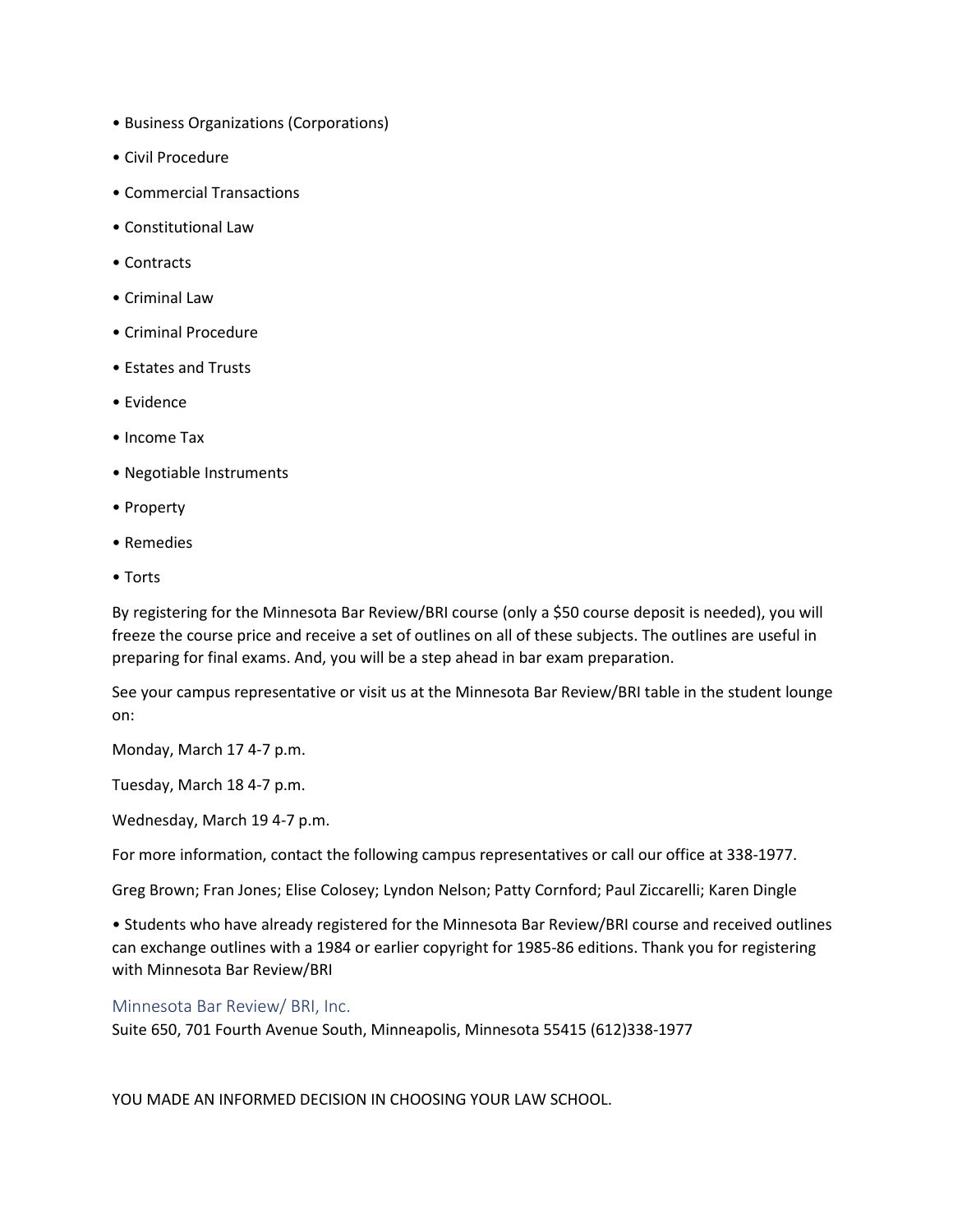• Business Organizations (Corporations)

• Civil Procedure

• Commercial Transactions

• Constitutional Law

• Contracts

• Criminal Law

• Criminal Procedure

• Estates and Trusts

• Evidence

• Income Tax

• Negotiable Instruments

• Property

• Remedies

• Torts

By registering for the Minnesota Bar Review/BRI course (only a $50 course deposit is needed), you will freeze the course price and receive a set of outlines on all of these subjects. The outlines are useful in preparing for final exams. And, you will be a step ahead in bar exam preparation.

See your campus representative or visit us at the Minnesota Bar Review/BRI table in the student lounge on:

Monday, March 17 4-7 p.m.

Tuesday, March 18 4-7 p.m.

Wednesday, March 19 4-7 p.m.

For more information, contact the following campus representatives or call our office at 338-1977.

Greg Brown; Fran Jones; Elise Colosey; Lyndon Nelson; Patty Cornford; Paul Ziccarelli; Karen Dingle

• Students who have already registered for the Minnesota Bar Review/BRI course and received outlines can exchange outlines with a 1984 or earlier copyright for 1985-86 editions. Thank you for registering with Minnesota Bar Review/BRI

### Minnesota Bar Review/ BRI, Inc.

Suite 650, 701 Fourth Avenue South, Minneapolis, Minnesota 55415 (612)338-1977

YOU MADE AN INFORMED DECISION IN CHOOSING YOUR LAW SCHOOL.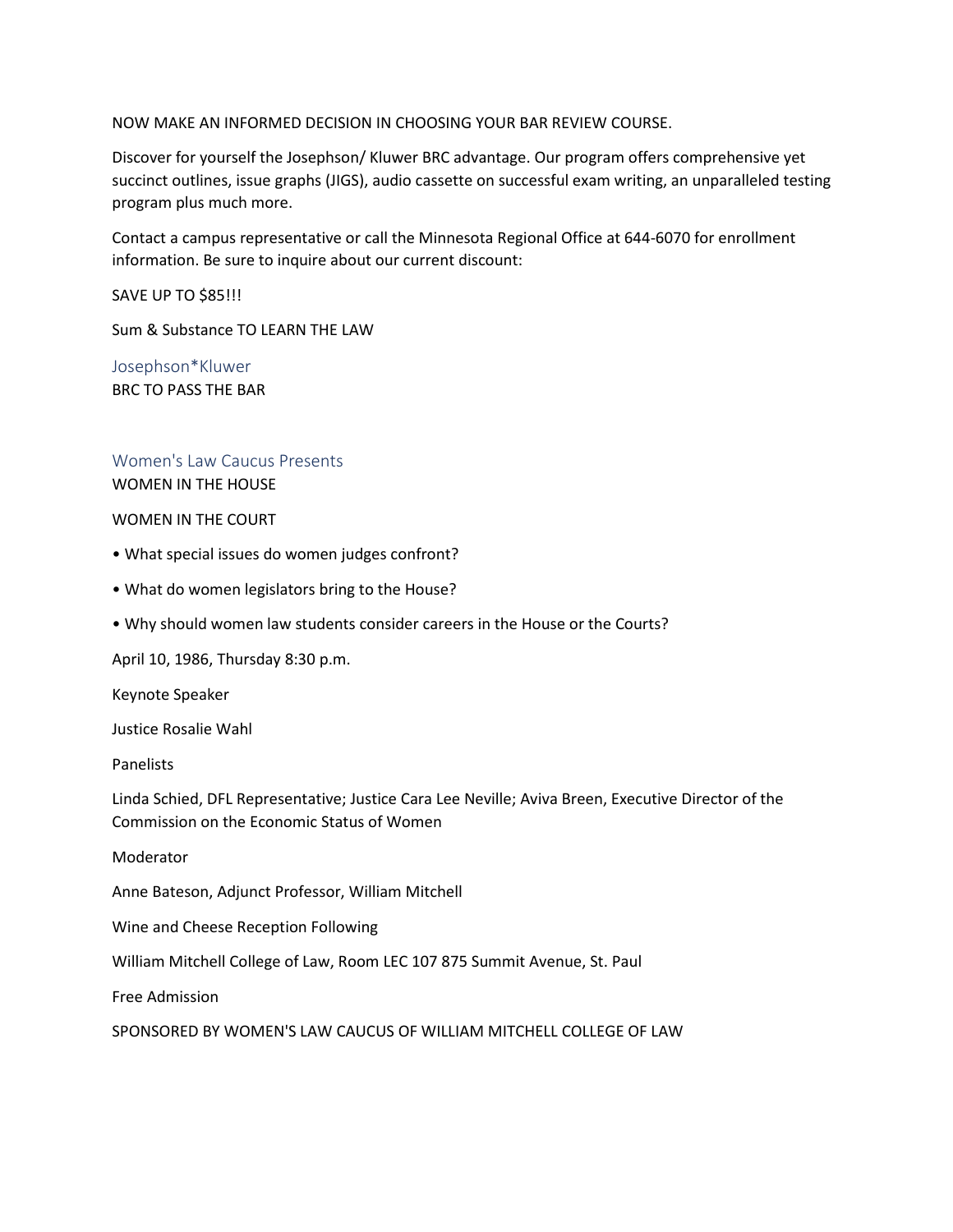NOW MAKE AN INFORMED DECISION IN CHOOSING YOUR BAR REVIEW COURSE.

Discover for yourself the Josephson/ Kluwer BRC advantage. Our program offers comprehensive yet succinct outlines, issue graphs (JIGS), audio cassette on successful exam writing, an unparalleled testing program plus much more.

Contact a campus representative or call the Minnesota Regional Office at 644-6070 for enrollment information. Be sure to inquire about our current discount:

SAVE UP TO $85!!!

Sum & Substance TO LEARN THE LAW

## Josephson*Kluwer

BRC TO PASS THE BAR

## Women's Law Caucus Presents

WOMEN IN THE HOUSE

WOMEN IN THE COURT

- What special issues do women judges confront?
- What do women legislators bring to the House?
- Why should women law students consider careers in the House or the Courts?

April 10, 1986, Thursday 8:30 p.m.

Keynote Speaker

Justice Rosalie Wahl

Panelists

Linda Schied, DFL Representative; Justice Cara Lee Neville; Aviva Breen, Executive Director of the Commission on the Economic Status of Women

Moderator

Anne Bateson, Adjunct Professor, William Mitchell

Wine and Cheese Reception Following

William Mitchell College of Law, Room LEC 107 875 Summit Avenue, St. Paul

Free Admission

SPONSORED BY WOMEN'S LAW CAUCUS OF WILLIAM MITCHELL COLLEGE OF LAW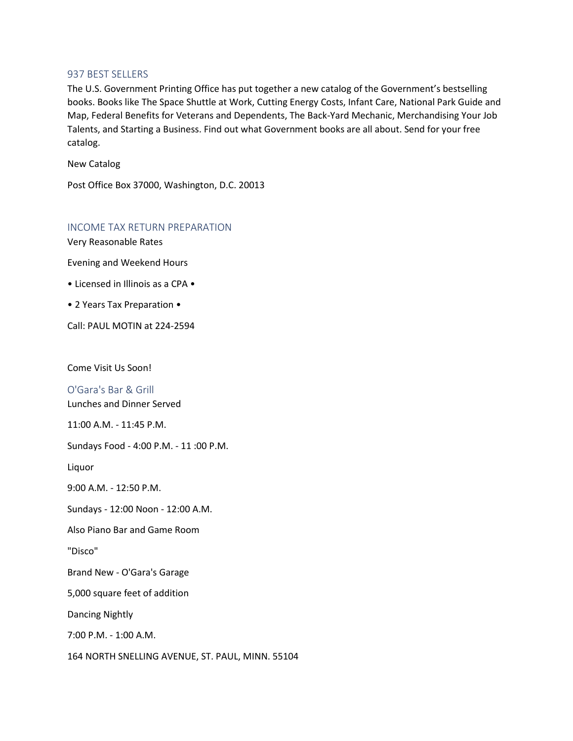## 937 BEST SELLERS

The U.S. Government Printing Office has put together a new catalog of the Government's bestselling books. Books like The Space Shuttle at Work, Cutting Energy Costs, Infant Care, National Park Guide and Map, Federal Benefits for Veterans and Dependents, The Back-Yard Mechanic, Merchandising Your Job Talents, and Starting a Business. Find out what Government books are all about. Send for your free catalog.

New Catalog

Post Office Box 37000, Washington, D.C. 20013

## INCOME TAX RETURN PREPARATION

Very Reasonable Rates

Evening and Weekend Hours

• Licensed in Illinois as a CPA •

• 2 Years Tax Preparation •

Call: PAUL MOTIN at 224-2594

Come Visit Us Soon!

## O'Gara's Bar & Grill

Lunches and Dinner Served

11:00 A.M. - 11:45 P.M.

Sundays Food - 4:00 P.M. - 11 :00 P.M.

Liquor

9:00 A.M. - 12:50 P.M.

Sundays - 12:00 Noon - 12:00 A.M.

Also Piano Bar and Game Room

"Disco"

Brand New - O'Gara's Garage

5,000 square feet of addition

Dancing Nightly

7:00 P.M. - 1:00 A.M.

164 NORTH SNELLING AVENUE, ST. PAUL, MINN. 55104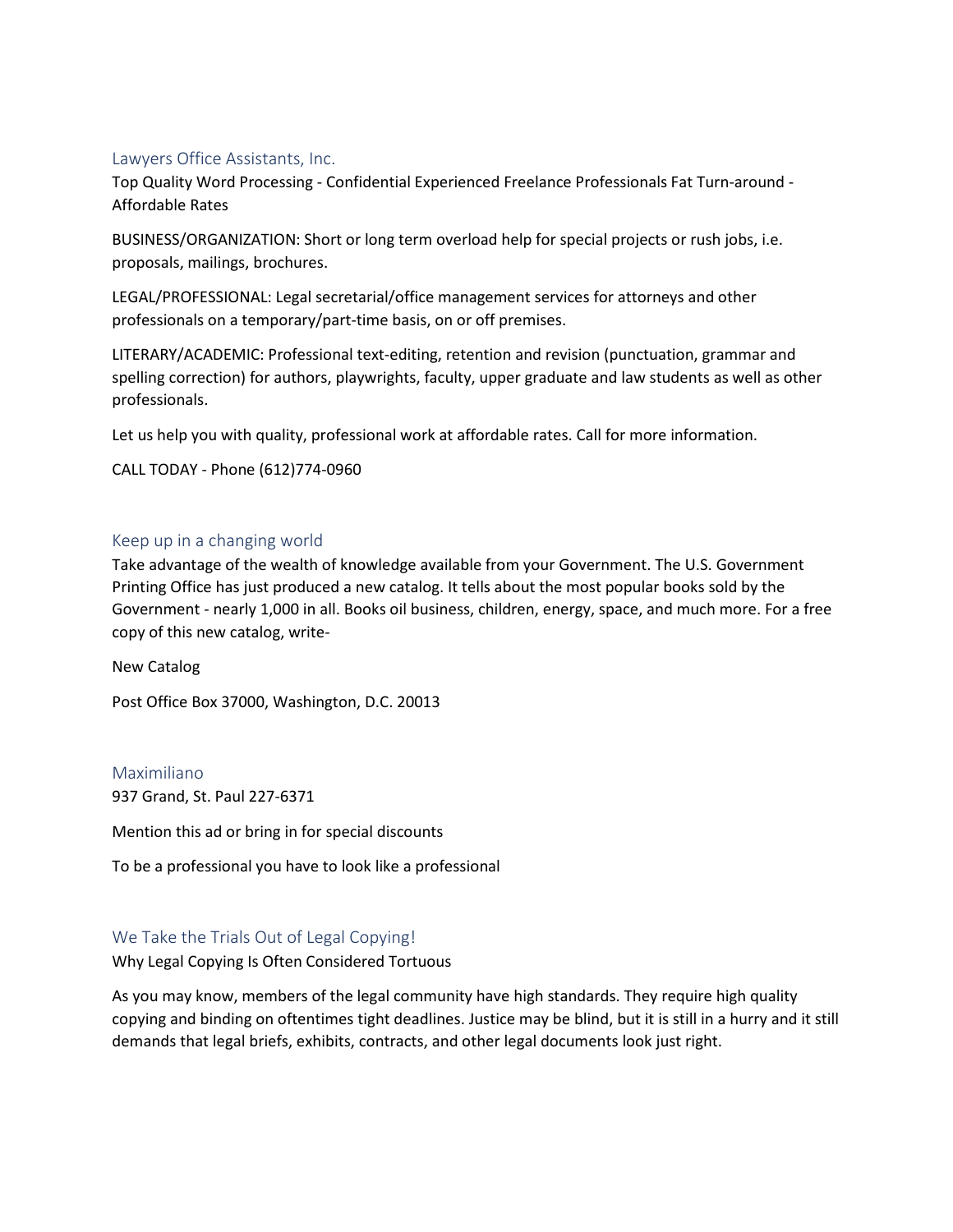## Lawyers Office Assistants, Inc.

Top Quality Word Processing - Confidential Experienced Freelance Professionals Fat Turn-around - Affordable Rates

BUSINESS/ORGANIZATION: Short or long term overload help for special projects or rush jobs, i.e. proposals, mailings, brochures.

LEGAL/PROFESSIONAL: Legal secretarial/office management services for attorneys and other professionals on a temporary/part-time basis, on or off premises.

LITERARY/ACADEMIC: Professional text-editing, retention and revision (punctuation, grammar and spelling correction) for authors, playwrights, faculty, upper graduate and law students as well as other professionals.

Let us help you with quality, professional work at affordable rates. Call for more information.

CALL TODAY - Phone (612)774-0960

## Keep up in a changing world

Take advantage of the wealth of knowledge available from your Government. The U.S. Government Printing Office has just produced a new catalog. It tells about the most popular books sold by the Government - nearly 1,000 in all. Books oil business, children, energy, space, and much more. For a free copy of this new catalog, write-

New Catalog

Post Office Box 37000, Washington, D.C. 20013

## Maximiliano

937 Grand, St. Paul 227-6371

Mention this ad or bring in for special discounts

To be a professional you have to look like a professional

## We Take the Trials Out of Legal Copying!

Why Legal Copying Is Often Considered Tortuous

As you may know, members of the legal community have high standards. They require high quality copying and binding on oftentimes tight deadlines. Justice may be blind, but it is still in a hurry and it still demands that legal briefs, exhibits, contracts, and other legal documents look just right.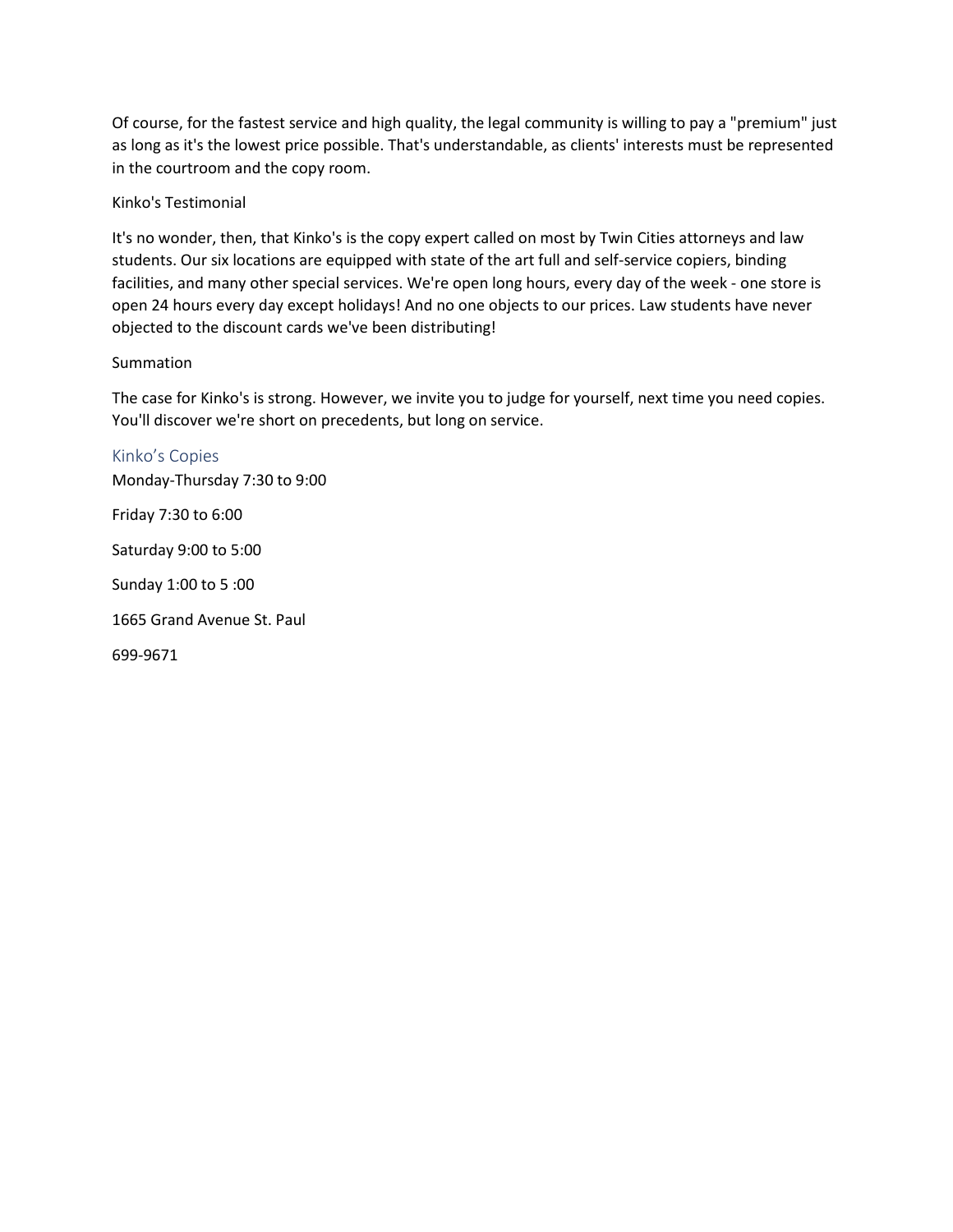Of course, for the fastest service and high quality, the legal community is willing to pay a "premium" just as long as it's the lowest price possible. That's understandable, as clients' interests must be represented in the courtroom and the copy room.

Kinko's Testimonial

It's no wonder, then, that Kinko's is the copy expert called on most by Twin Cities attorneys and law students. Our six locations are equipped with state of the art full and self-service copiers, binding facilities, and many other special services. We're open long hours, every day of the week - one store is open 24 hours every day except holidays! And no one objects to our prices. Law students have never objected to the discount cards we've been distributing!

Summation

The case for Kinko's is strong. However, we invite you to judge for yourself, next time you need copies. You'll discover we're short on precedents, but long on service.

## Kinko's Copies

Monday-Thursday 7:30 to 9:00

Friday 7:30 to 6:00

Saturday 9:00 to 5:00

Sunday 1:00 to 5 :00

1665 Grand Avenue St. Paul

699-9671